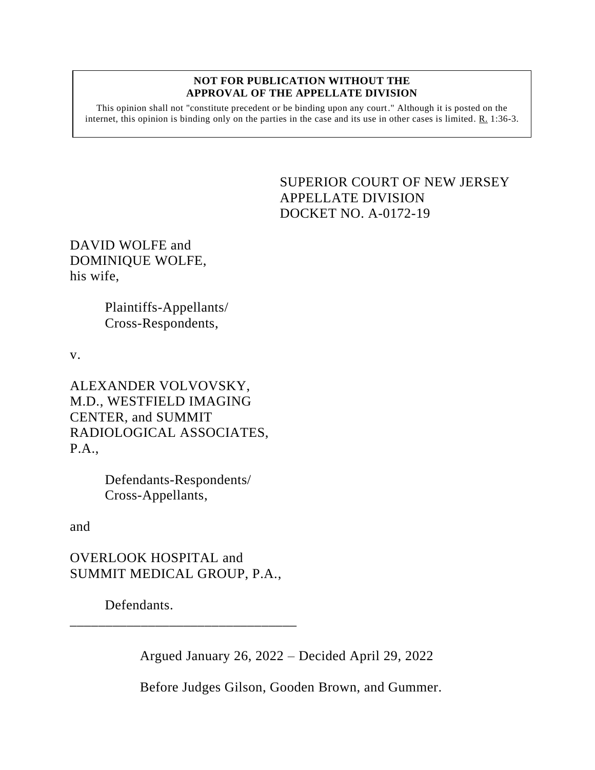**NOT FOR PUBLICATION WITHOUT THE APPROVAL OF THE APPELLATE DIVISION**

This opinion shall not "constitute precedent or be binding upon any court." Although it is posted on the internet, this opinion is binding only on the parties in the case and its use in other cases is limited. R. 1:36-3.

SUPERIOR COURT OF NEW JERSEY
APPELLATE DIVISION
DOCKET NO. A-0172-19

DAVID WOLFE and
DOMINIQUE WOLFE,
his wife,

Plaintiffs-Appellants/
Cross-Respondents,

v.

ALEXANDER VOLVOVSKY,
M.D., WESTFIELD IMAGING
CENTER, and SUMMIT
RADIOLOGICAL ASSOCIATES,
P.A.,

Defendants-Respondents/
Cross-Appellants,

and

OVERLOOK HOSPITAL and
SUMMIT MEDICAL GROUP, P.A.,

Defendants.

\_\_\_\_\_\_\_\_\_\_\_\_\_\_\_\_\_\_\_\_\_\_\_\_\_\_\_\_\_\_\_\_\_\_

Argued January 26, 2022 – Decided April 29, 2022

Before Judges Gilson, Gooden Brown, and Gummer.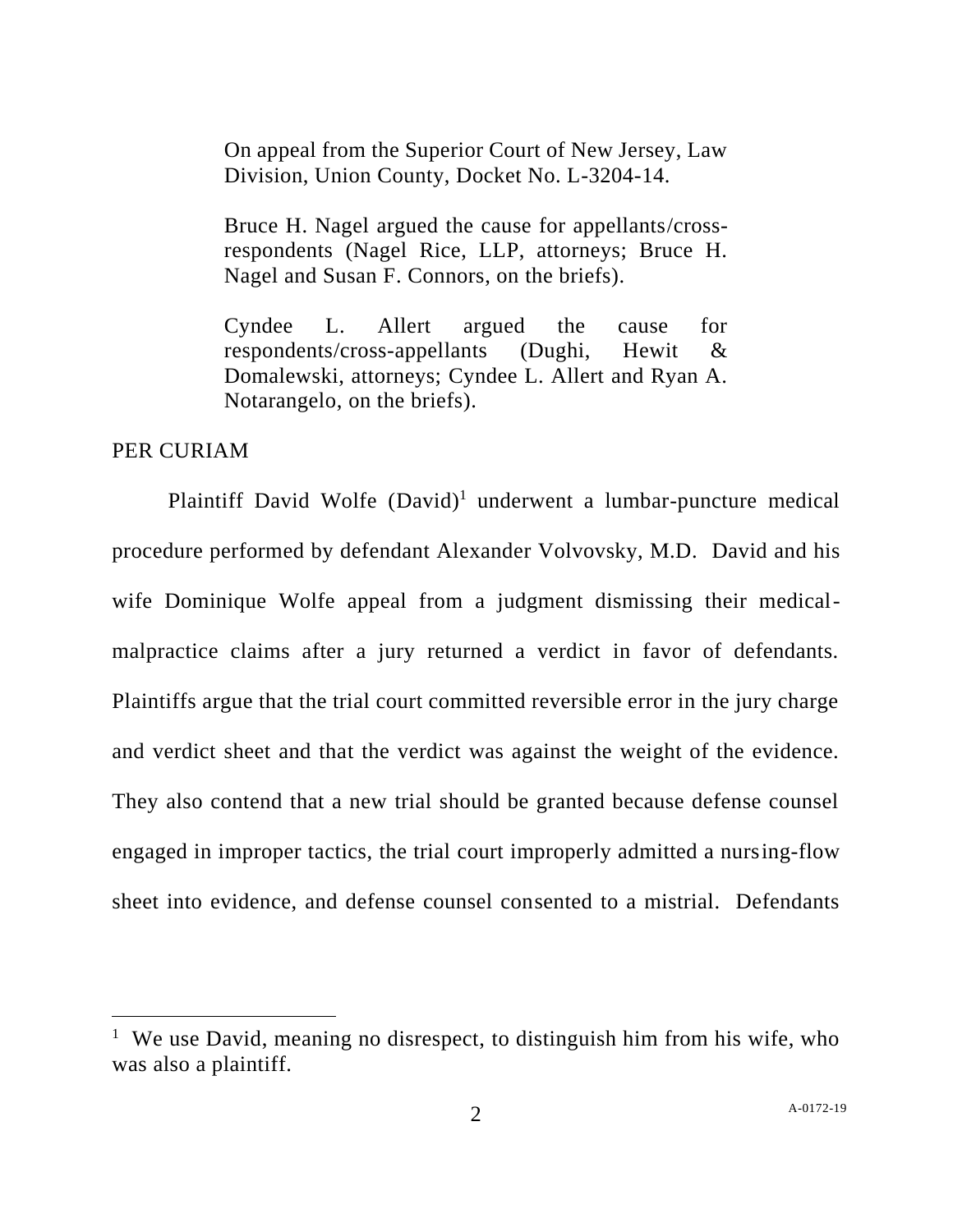On appeal from the Superior Court of New Jersey, Law Division, Union County, Docket No. L-3204-14.

Bruce H. Nagel argued the cause for appellants/cross-respondents (Nagel Rice, LLP, attorneys; Bruce H. Nagel and Susan F. Connors, on the briefs).

Cyndee L. Allert argued the cause for respondents/cross-appellants (Dughi, Hewit & Domalewski, attorneys; Cyndee L. Allert and Ryan A. Notarangelo, on the briefs).

PER CURIAM

Plaintiff David Wolfe (David)[1] underwent a lumbar-puncture medical procedure performed by defendant Alexander Volvovsky, M.D. David and his wife Dominique Wolfe appeal from a judgment dismissing their medical-malpractice claims after a jury returned a verdict in favor of defendants. Plaintiffs argue that the trial court committed reversible error in the jury charge and verdict sheet and that the verdict was against the weight of the evidence. They also contend that a new trial should be granted because defense counsel engaged in improper tactics, the trial court improperly admitted a nursing-flow sheet into evidence, and defense counsel consented to a mistrial. Defendants

[1] We use David, meaning no disrespect, to distinguish him from his wife, who was also a plaintiff.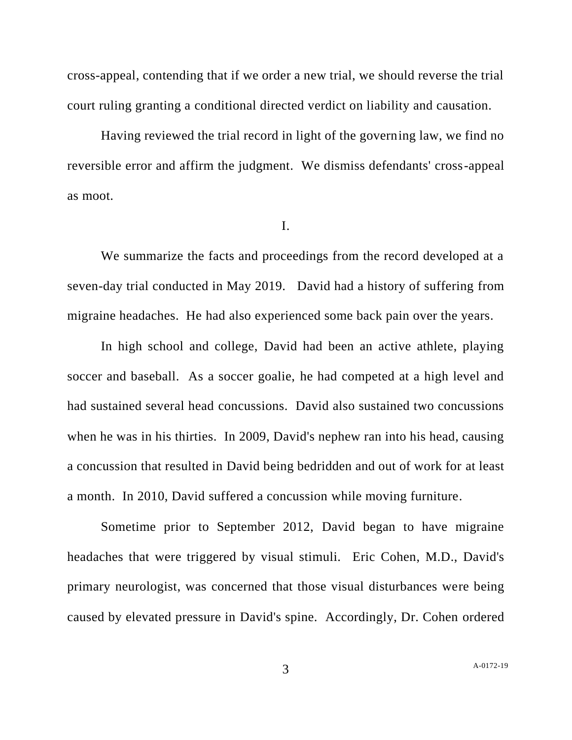cross-appeal, contending that if we order a new trial, we should reverse the trial court ruling granting a conditional directed verdict on liability and causation.

Having reviewed the trial record in light of the governing law, we find no reversible error and affirm the judgment. We dismiss defendants' cross-appeal as moot.

I.

We summarize the facts and proceedings from the record developed at a seven-day trial conducted in May 2019. David had a history of suffering from migraine headaches. He had also experienced some back pain over the years.

In high school and college, David had been an active athlete, playing soccer and baseball. As a soccer goalie, he had competed at a high level and had sustained several head concussions. David also sustained two concussions when he was in his thirties. In 2009, David's nephew ran into his head, causing a concussion that resulted in David being bedridden and out of work for at least a month. In 2010, David suffered a concussion while moving furniture.

Sometime prior to September 2012, David began to have migraine headaches that were triggered by visual stimuli. Eric Cohen, M.D., David's primary neurologist, was concerned that those visual disturbances were being caused by elevated pressure in David's spine. Accordingly, Dr. Cohen ordered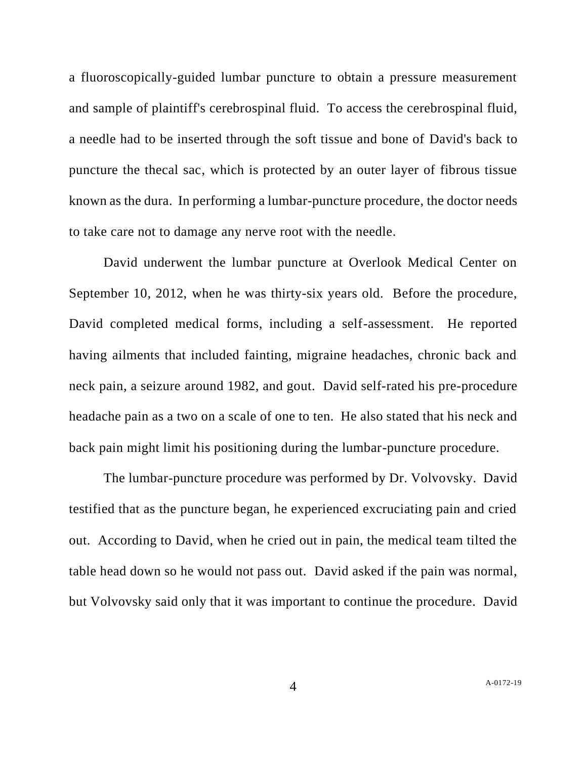a fluoroscopically-guided lumbar puncture to obtain a pressure measurement and sample of plaintiff's cerebrospinal fluid. To access the cerebrospinal fluid, a needle had to be inserted through the soft tissue and bone of David's back to puncture the thecal sac, which is protected by an outer layer of fibrous tissue known as the dura. In performing a lumbar-puncture procedure, the doctor needs to take care not to damage any nerve root with the needle.

David underwent the lumbar puncture at Overlook Medical Center on September 10, 2012, when he was thirty-six years old. Before the procedure, David completed medical forms, including a self-assessment. He reported having ailments that included fainting, migraine headaches, chronic back and neck pain, a seizure around 1982, and gout. David self-rated his pre-procedure headache pain as a two on a scale of one to ten. He also stated that his neck and back pain might limit his positioning during the lumbar-puncture procedure.

The lumbar-puncture procedure was performed by Dr. Volvovsky. David testified that as the puncture began, he experienced excruciating pain and cried out. According to David, when he cried out in pain, the medical team tilted the table head down so he would not pass out. David asked if the pain was normal, but Volvovsky said only that it was important to continue the procedure. David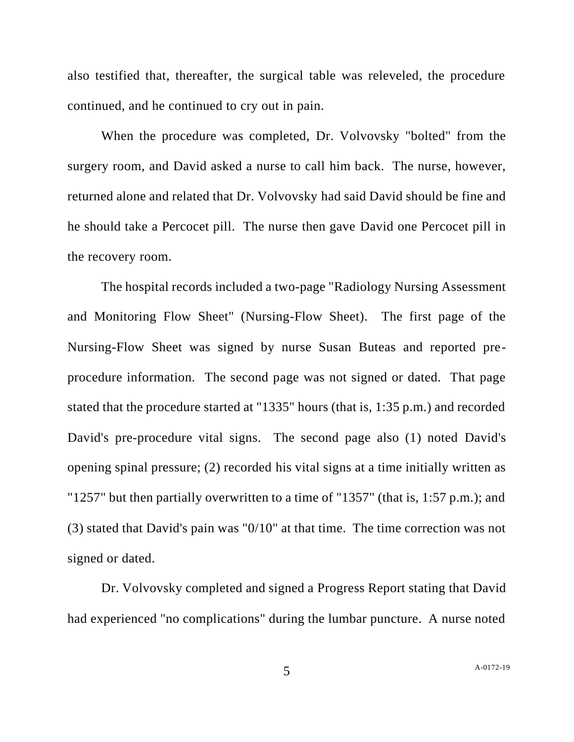also testified that, thereafter, the surgical table was releveled, the procedure continued, and he continued to cry out in pain.

When the procedure was completed, Dr. Volvovsky "bolted" from the surgery room, and David asked a nurse to call him back. The nurse, however, returned alone and related that Dr. Volvovsky had said David should be fine and he should take a Percocet pill. The nurse then gave David one Percocet pill in the recovery room.

The hospital records included a two-page "Radiology Nursing Assessment and Monitoring Flow Sheet" (Nursing-Flow Sheet). The first page of the Nursing-Flow Sheet was signed by nurse Susan Buteas and reported pre-procedure information. The second page was not signed or dated. That page stated that the procedure started at "1335" hours (that is, 1:35 p.m.) and recorded David's pre-procedure vital signs. The second page also (1) noted David's opening spinal pressure; (2) recorded his vital signs at a time initially written as "1257" but then partially overwritten to a time of "1357" (that is, 1:57 p.m.); and (3) stated that David's pain was "0/10" at that time. The time correction was not signed or dated.

Dr. Volvovsky completed and signed a Progress Report stating that David had experienced "no complications" during the lumbar puncture. A nurse noted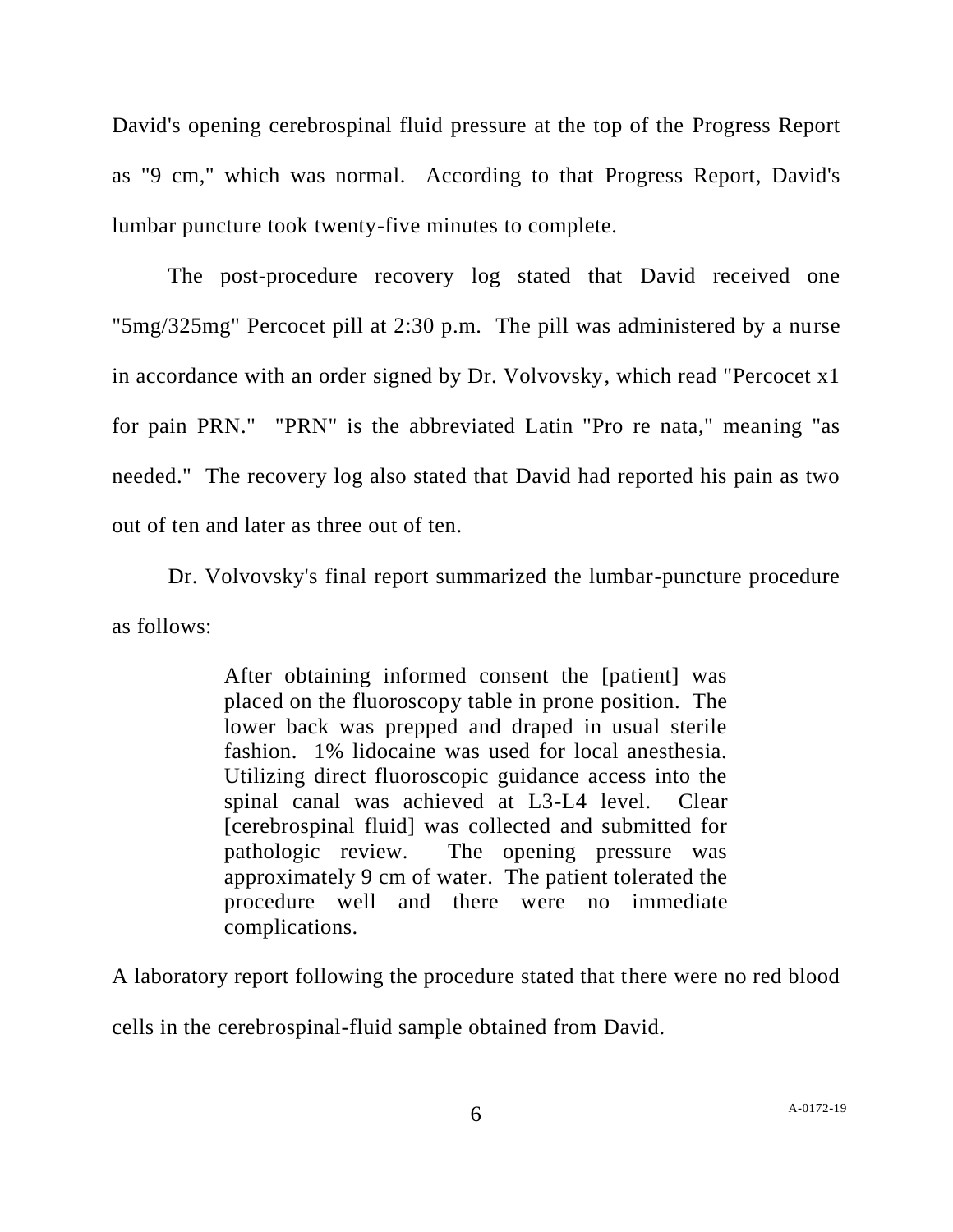David's opening cerebrospinal fluid pressure at the top of the Progress Report as "9 cm," which was normal. According to that Progress Report, David's lumbar puncture took twenty-five minutes to complete.

The post-procedure recovery log stated that David received one "5mg/325mg" Percocet pill at 2:30 p.m. The pill was administered by a nurse in accordance with an order signed by Dr. Volvovsky, which read "Percocet x1 for pain PRN." "PRN" is the abbreviated Latin "Pro re nata," meaning "as needed." The recovery log also stated that David had reported his pain as two out of ten and later as three out of ten.

Dr. Volvovsky's final report summarized the lumbar-puncture procedure as follows:

> After obtaining informed consent the [patient] was placed on the fluoroscopy table in prone position. The lower back was prepped and draped in usual sterile fashion. 1% lidocaine was used for local anesthesia. Utilizing direct fluoroscopic guidance access into the spinal canal was achieved at L3-L4 level. Clear [cerebrospinal fluid] was collected and submitted for pathologic review. The opening pressure was approximately 9 cm of water. The patient tolerated the procedure well and there were no immediate complications.

A laboratory report following the procedure stated that there were no red blood cells in the cerebrospinal-fluid sample obtained from David.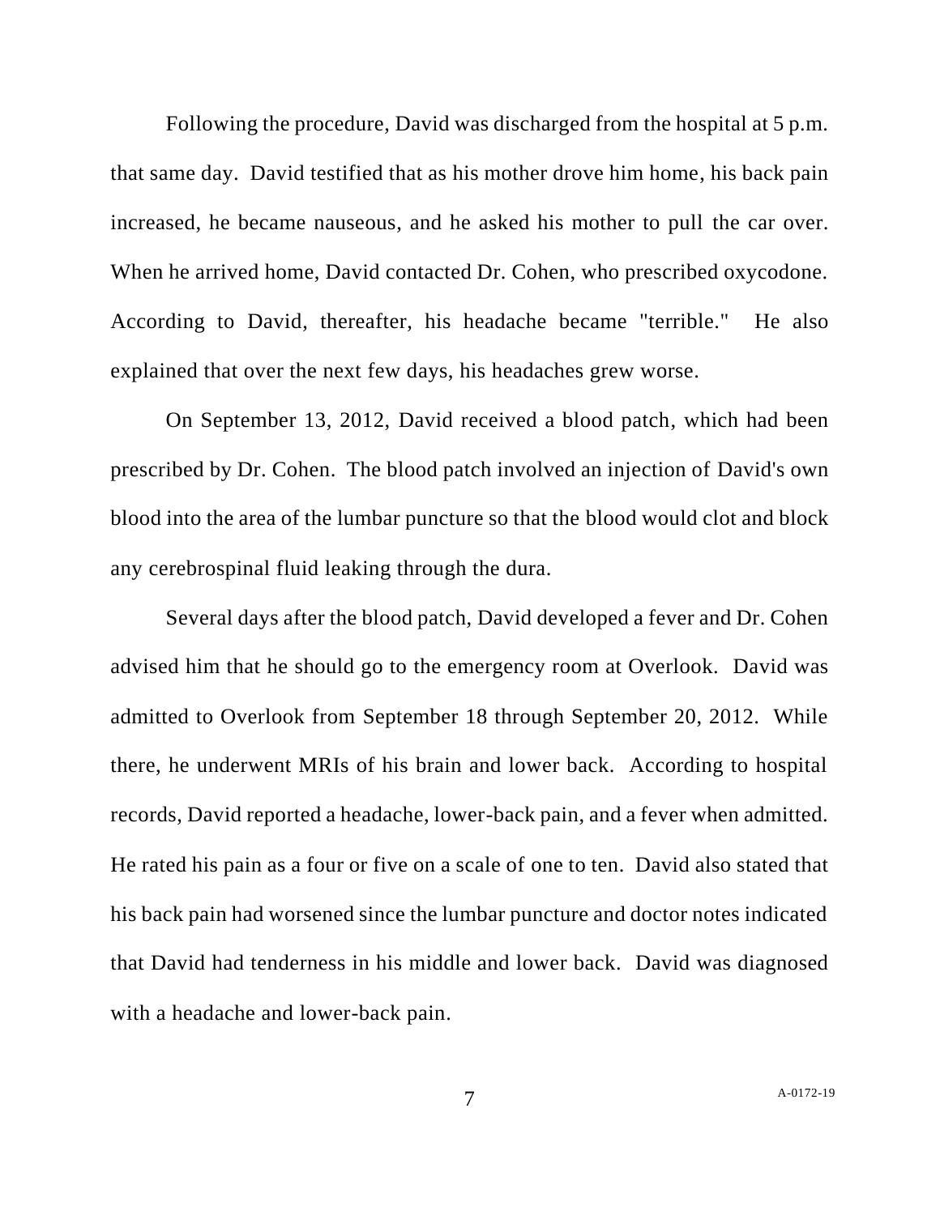Following the procedure, David was discharged from the hospital at 5 p.m. that same day. David testified that as his mother drove him home, his back pain increased, he became nauseous, and he asked his mother to pull the car over. When he arrived home, David contacted Dr. Cohen, who prescribed oxycodone. According to David, thereafter, his headache became "terrible." He also explained that over the next few days, his headaches grew worse.

On September 13, 2012, David received a blood patch, which had been prescribed by Dr. Cohen. The blood patch involved an injection of David's own blood into the area of the lumbar puncture so that the blood would clot and block any cerebrospinal fluid leaking through the dura.

Several days after the blood patch, David developed a fever and Dr. Cohen advised him that he should go to the emergency room at Overlook. David was admitted to Overlook from September 18 through September 20, 2012. While there, he underwent MRIs of his brain and lower back. According to hospital records, David reported a headache, lower-back pain, and a fever when admitted. He rated his pain as a four or five on a scale of one to ten. David also stated that his back pain had worsened since the lumbar puncture and doctor notes indicated that David had tenderness in his middle and lower back. David was diagnosed with a headache and lower-back pain.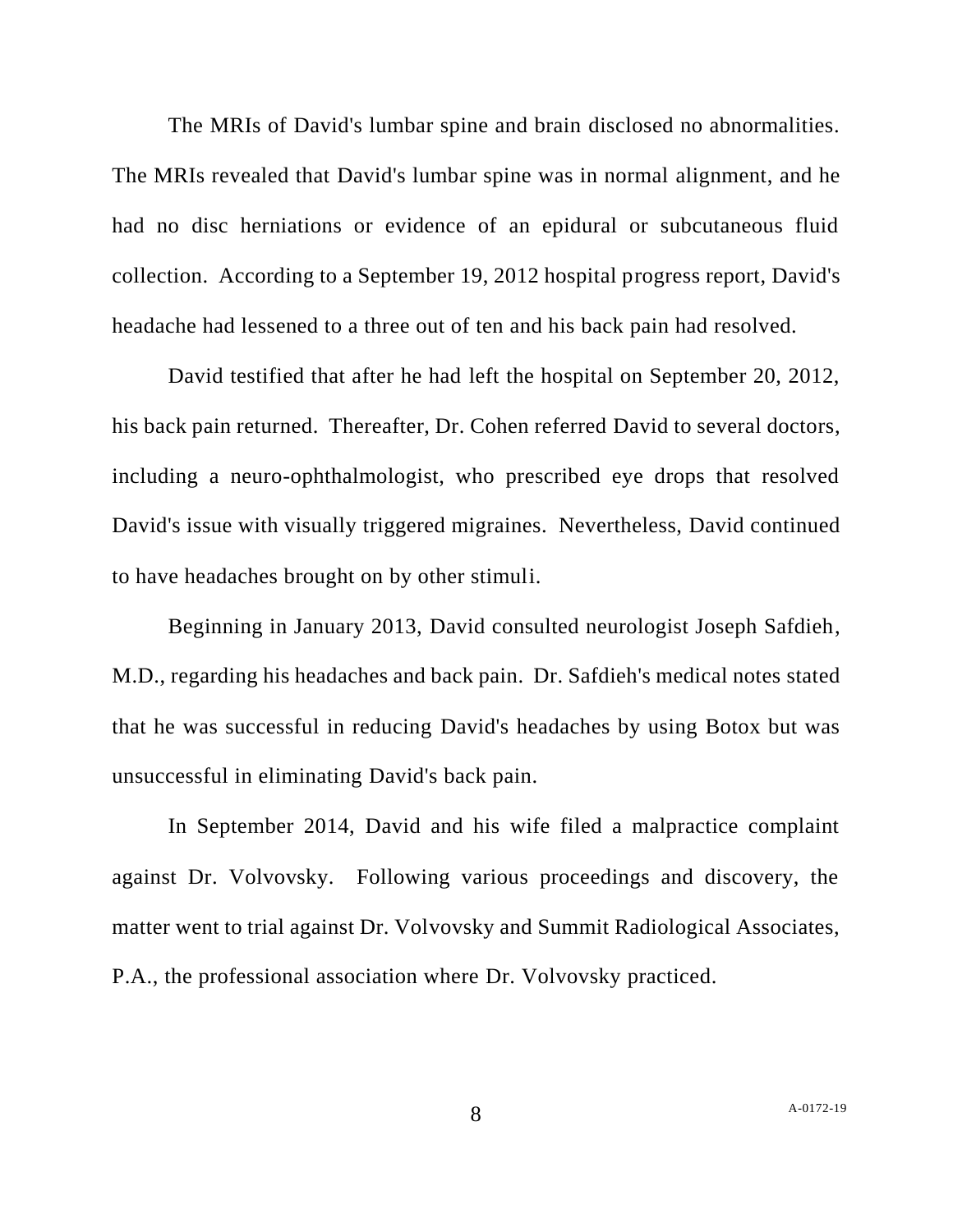The MRIs of David's lumbar spine and brain disclosed no abnormalities. The MRIs revealed that David's lumbar spine was in normal alignment, and he had no disc herniations or evidence of an epidural or subcutaneous fluid collection. According to a September 19, 2012 hospital progress report, David's headache had lessened to a three out of ten and his back pain had resolved.

David testified that after he had left the hospital on September 20, 2012, his back pain returned. Thereafter, Dr. Cohen referred David to several doctors, including a neuro-ophthalmologist, who prescribed eye drops that resolved David's issue with visually triggered migraines. Nevertheless, David continued to have headaches brought on by other stimuli.

Beginning in January 2013, David consulted neurologist Joseph Safdieh, M.D., regarding his headaches and back pain. Dr. Safdieh's medical notes stated that he was successful in reducing David's headaches by using Botox but was unsuccessful in eliminating David's back pain.

In September 2014, David and his wife filed a malpractice complaint against Dr. Volvovsky. Following various proceedings and discovery, the matter went to trial against Dr. Volvovsky and Summit Radiological Associates, P.A., the professional association where Dr. Volvovsky practiced.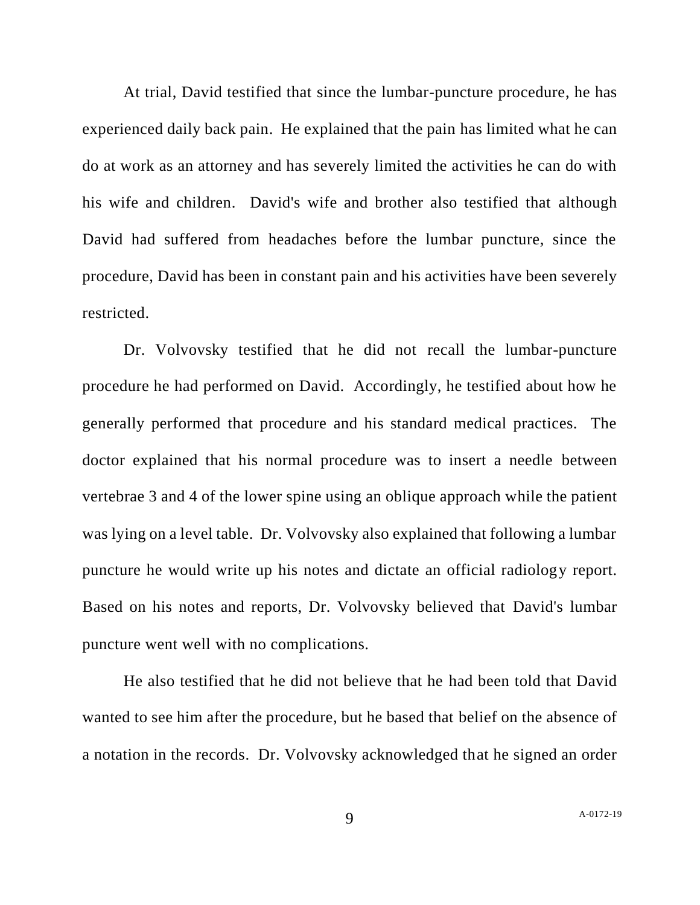At trial, David testified that since the lumbar-puncture procedure, he has experienced daily back pain. He explained that the pain has limited what he can do at work as an attorney and has severely limited the activities he can do with his wife and children. David's wife and brother also testified that although David had suffered from headaches before the lumbar puncture, since the procedure, David has been in constant pain and his activities have been severely restricted.

Dr. Volvovsky testified that he did not recall the lumbar-puncture procedure he had performed on David. Accordingly, he testified about how he generally performed that procedure and his standard medical practices. The doctor explained that his normal procedure was to insert a needle between vertebrae 3 and 4 of the lower spine using an oblique approach while the patient was lying on a level table. Dr. Volvovsky also explained that following a lumbar puncture he would write up his notes and dictate an official radiology report. Based on his notes and reports, Dr. Volvovsky believed that David's lumbar puncture went well with no complications.

He also testified that he did not believe that he had been told that David wanted to see him after the procedure, but he based that belief on the absence of a notation in the records. Dr. Volvovsky acknowledged that he signed an order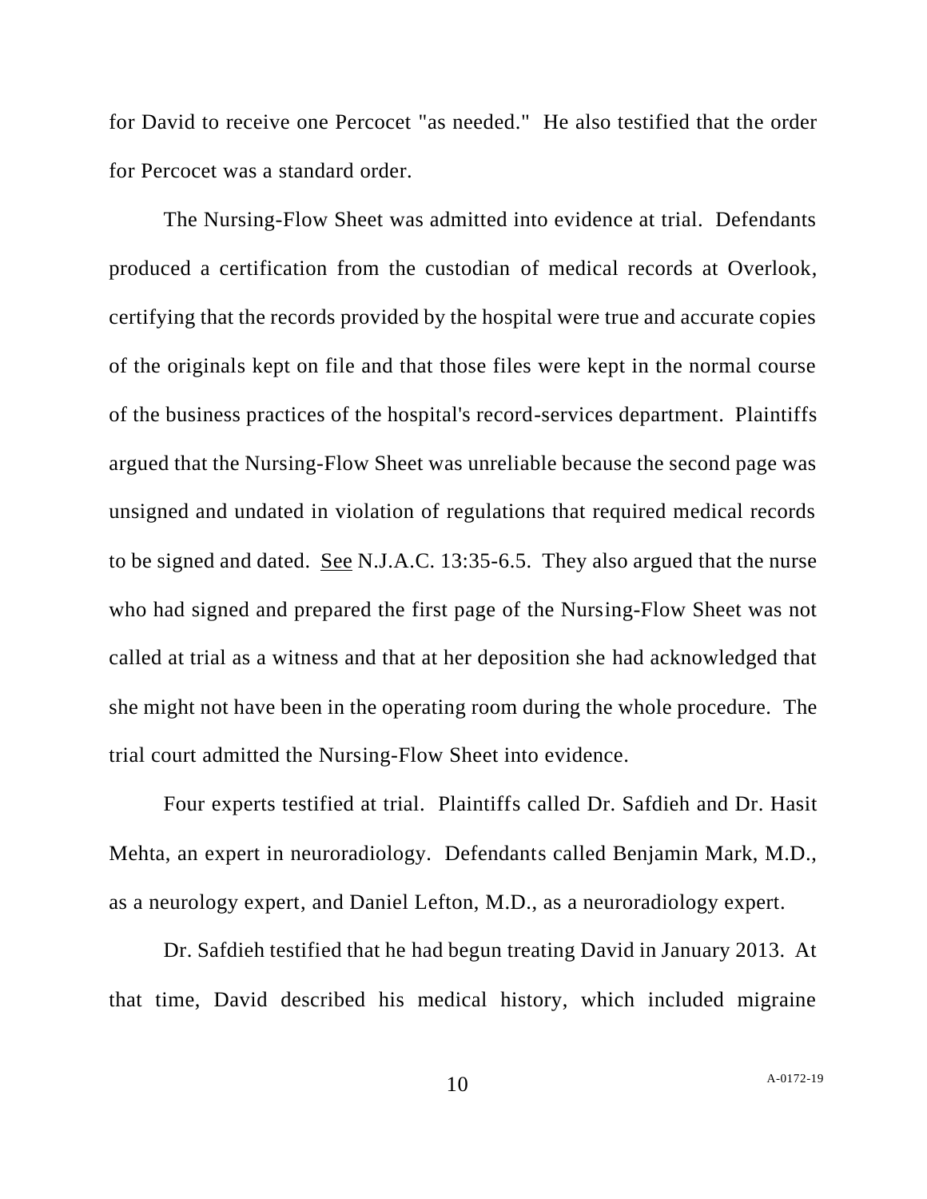for David to receive one Percocet "as needed." He also testified that the order for Percocet was a standard order.

The Nursing-Flow Sheet was admitted into evidence at trial. Defendants produced a certification from the custodian of medical records at Overlook, certifying that the records provided by the hospital were true and accurate copies of the originals kept on file and that those files were kept in the normal course of the business practices of the hospital's record-services department. Plaintiffs argued that the Nursing-Flow Sheet was unreliable because the second page was unsigned and undated in violation of regulations that required medical records to be signed and dated. See N.J.A.C. 13:35-6.5. They also argued that the nurse who had signed and prepared the first page of the Nursing-Flow Sheet was not called at trial as a witness and that at her deposition she had acknowledged that she might not have been in the operating room during the whole procedure. The trial court admitted the Nursing-Flow Sheet into evidence.

Four experts testified at trial. Plaintiffs called Dr. Safdieh and Dr. Hasit Mehta, an expert in neuroradiology. Defendants called Benjamin Mark, M.D., as a neurology expert, and Daniel Lefton, M.D., as a neuroradiology expert.

Dr. Safdieh testified that he had begun treating David in January 2013. At that time, David described his medical history, which included migraine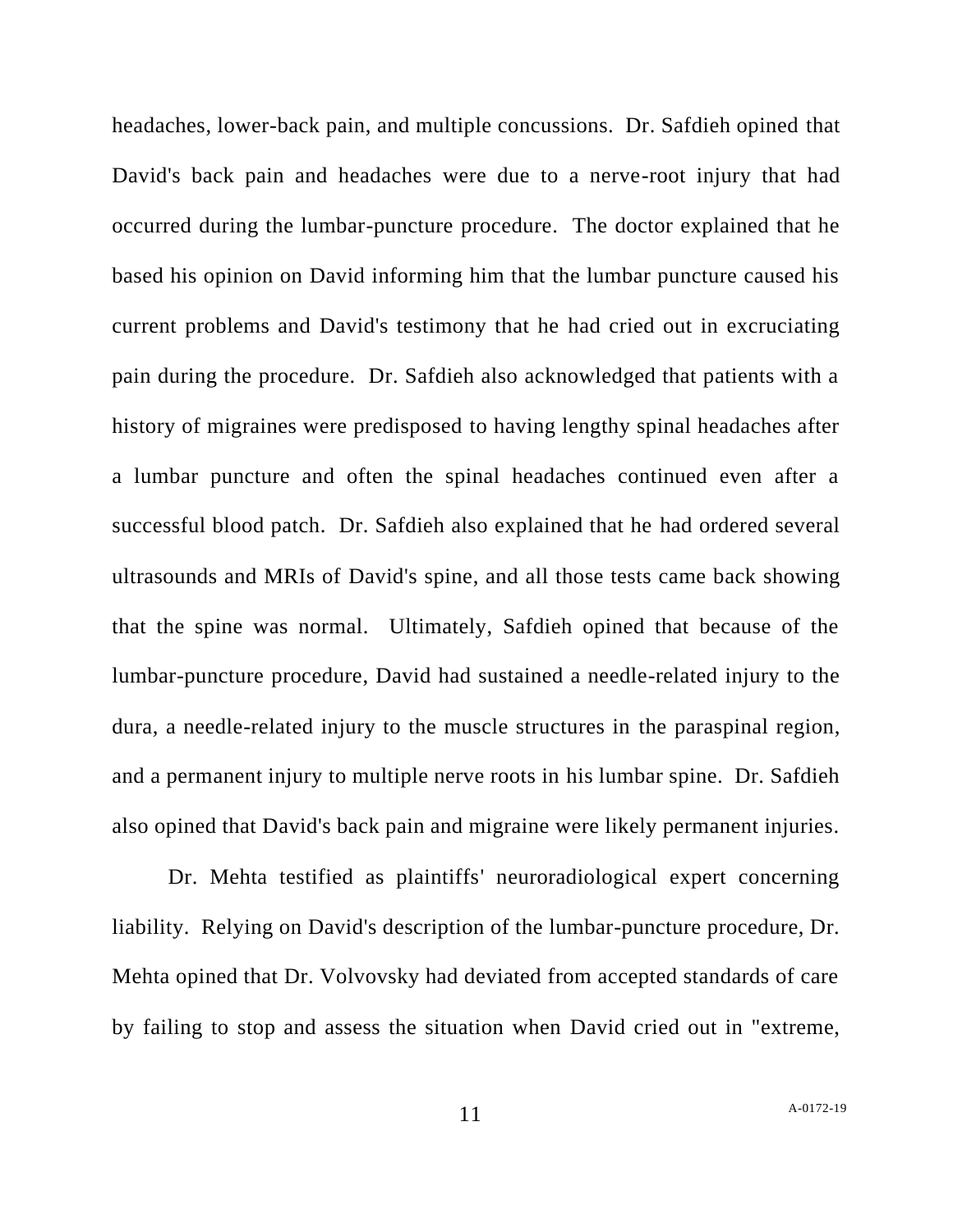headaches, lower-back pain, and multiple concussions. Dr. Safdieh opined that David's back pain and headaches were due to a nerve-root injury that had occurred during the lumbar-puncture procedure. The doctor explained that he based his opinion on David informing him that the lumbar puncture caused his current problems and David's testimony that he had cried out in excruciating pain during the procedure. Dr. Safdieh also acknowledged that patients with a history of migraines were predisposed to having lengthy spinal headaches after a lumbar puncture and often the spinal headaches continued even after a successful blood patch. Dr. Safdieh also explained that he had ordered several ultrasounds and MRIs of David's spine, and all those tests came back showing that the spine was normal. Ultimately, Safdieh opined that because of the lumbar-puncture procedure, David had sustained a needle-related injury to the dura, a needle-related injury to the muscle structures in the paraspinal region, and a permanent injury to multiple nerve roots in his lumbar spine. Dr. Safdieh also opined that David's back pain and migraine were likely permanent injuries.

Dr. Mehta testified as plaintiffs' neuroradiological expert concerning liability. Relying on David's description of the lumbar-puncture procedure, Dr. Mehta opined that Dr. Volvovsky had deviated from accepted standards of care by failing to stop and assess the situation when David cried out in "extreme,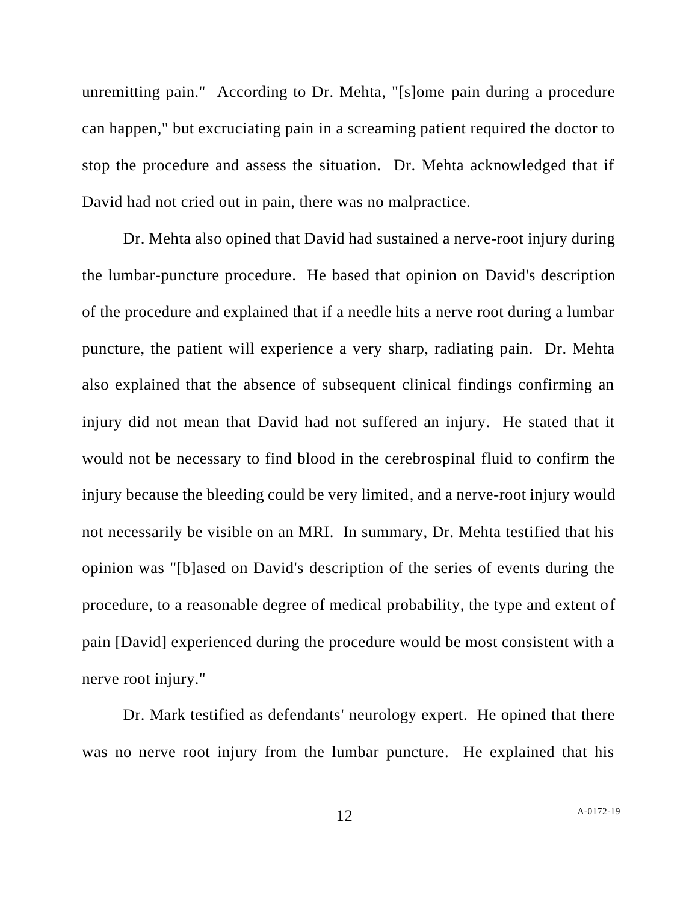unremitting pain." According to Dr. Mehta, "[s]ome pain during a procedure can happen," but excruciating pain in a screaming patient required the doctor to stop the procedure and assess the situation. Dr. Mehta acknowledged that if David had not cried out in pain, there was no malpractice.

Dr. Mehta also opined that David had sustained a nerve-root injury during the lumbar-puncture procedure. He based that opinion on David's description of the procedure and explained that if a needle hits a nerve root during a lumbar puncture, the patient will experience a very sharp, radiating pain. Dr. Mehta also explained that the absence of subsequent clinical findings confirming an injury did not mean that David had not suffered an injury. He stated that it would not be necessary to find blood in the cerebrospinal fluid to confirm the injury because the bleeding could be very limited, and a nerve-root injury would not necessarily be visible on an MRI. In summary, Dr. Mehta testified that his opinion was "[b]ased on David's description of the series of events during the procedure, to a reasonable degree of medical probability, the type and extent of pain [David] experienced during the procedure would be most consistent with a nerve root injury."

Dr. Mark testified as defendants' neurology expert. He opined that there was no nerve root injury from the lumbar puncture. He explained that his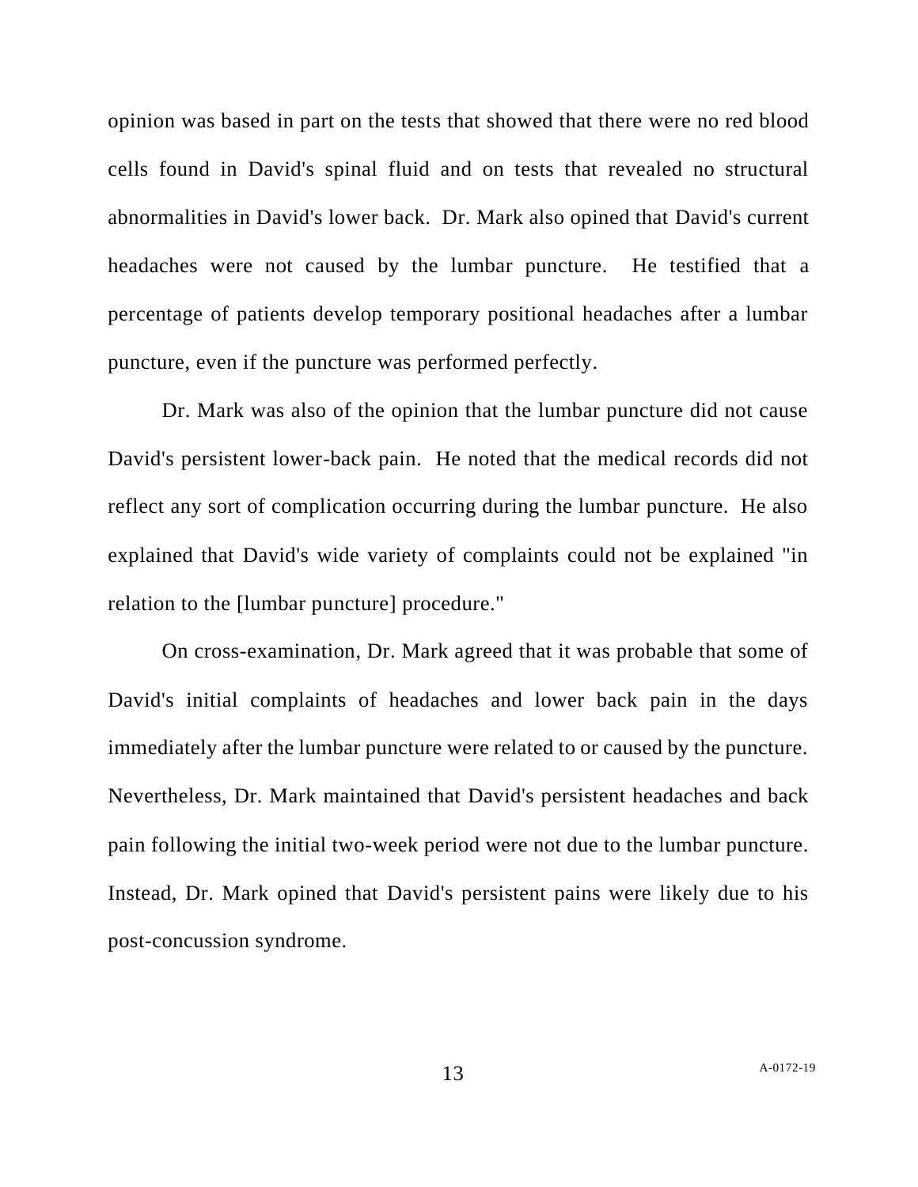opinion was based in part on the tests that showed that there were no red blood cells found in David's spinal fluid and on tests that revealed no structural abnormalities in David's lower back. Dr. Mark also opined that David's current headaches were not caused by the lumbar puncture. He testified that a percentage of patients develop temporary positional headaches after a lumbar puncture, even if the puncture was performed perfectly.

Dr. Mark was also of the opinion that the lumbar puncture did not cause David's persistent lower-back pain. He noted that the medical records did not reflect any sort of complication occurring during the lumbar puncture. He also explained that David's wide variety of complaints could not be explained "in relation to the [lumbar puncture] procedure."

On cross-examination, Dr. Mark agreed that it was probable that some of David's initial complaints of headaches and lower back pain in the days immediately after the lumbar puncture were related to or caused by the puncture. Nevertheless, Dr. Mark maintained that David's persistent headaches and back pain following the initial two-week period were not due to the lumbar puncture. Instead, Dr. Mark opined that David's persistent pains were likely due to his post-concussion syndrome.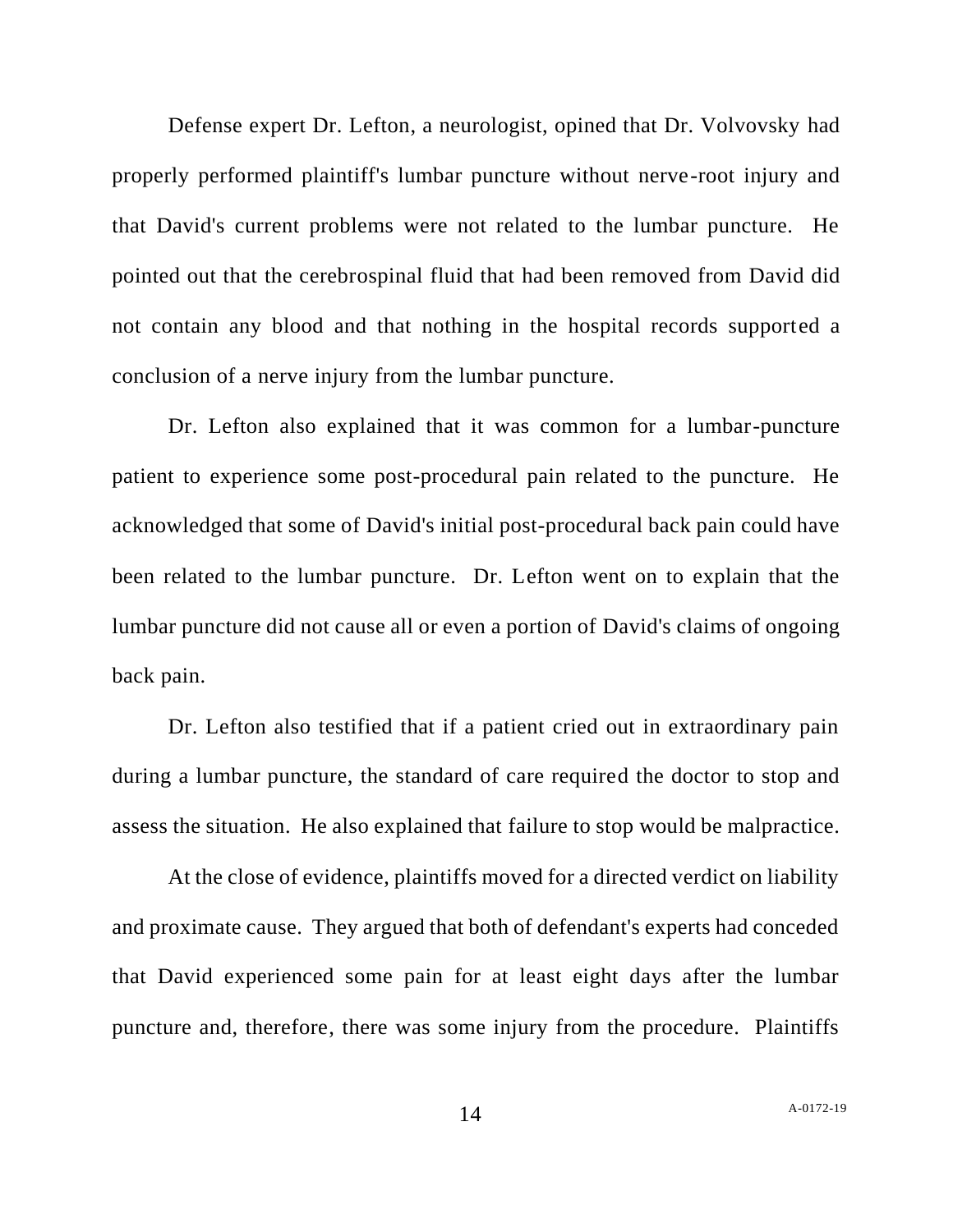Defense expert Dr. Lefton, a neurologist, opined that Dr. Volvovsky had properly performed plaintiff's lumbar puncture without nerve-root injury and that David's current problems were not related to the lumbar puncture. He pointed out that the cerebrospinal fluid that had been removed from David did not contain any blood and that nothing in the hospital records supported a conclusion of a nerve injury from the lumbar puncture.

Dr. Lefton also explained that it was common for a lumbar-puncture patient to experience some post-procedural pain related to the puncture. He acknowledged that some of David's initial post-procedural back pain could have been related to the lumbar puncture. Dr. Lefton went on to explain that the lumbar puncture did not cause all or even a portion of David's claims of ongoing back pain.

Dr. Lefton also testified that if a patient cried out in extraordinary pain during a lumbar puncture, the standard of care required the doctor to stop and assess the situation. He also explained that failure to stop would be malpractice.

At the close of evidence, plaintiffs moved for a directed verdict on liability and proximate cause. They argued that both of defendant's experts had conceded that David experienced some pain for at least eight days after the lumbar puncture and, therefore, there was some injury from the procedure. Plaintiffs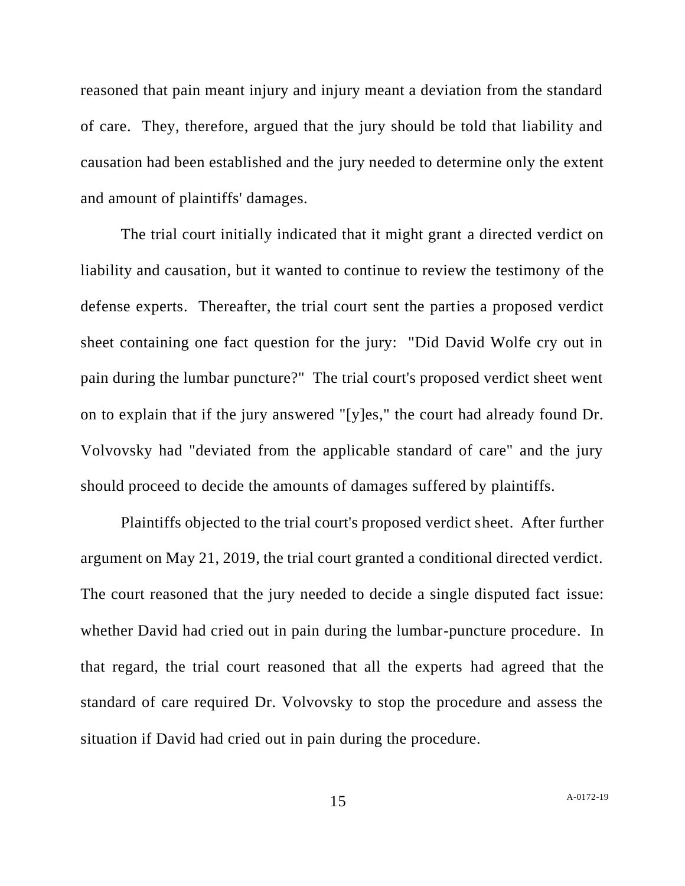reasoned that pain meant injury and injury meant a deviation from the standard of care. They, therefore, argued that the jury should be told that liability and causation had been established and the jury needed to determine only the extent and amount of plaintiffs' damages.

The trial court initially indicated that it might grant a directed verdict on liability and causation, but it wanted to continue to review the testimony of the defense experts. Thereafter, the trial court sent the parties a proposed verdict sheet containing one fact question for the jury: "Did David Wolfe cry out in pain during the lumbar puncture?" The trial court's proposed verdict sheet went on to explain that if the jury answered "[y]es," the court had already found Dr. Volvovsky had "deviated from the applicable standard of care" and the jury should proceed to decide the amounts of damages suffered by plaintiffs.

Plaintiffs objected to the trial court's proposed verdict sheet. After further argument on May 21, 2019, the trial court granted a conditional directed verdict. The court reasoned that the jury needed to decide a single disputed fact issue: whether David had cried out in pain during the lumbar-puncture procedure. In that regard, the trial court reasoned that all the experts had agreed that the standard of care required Dr. Volvovsky to stop the procedure and assess the situation if David had cried out in pain during the procedure.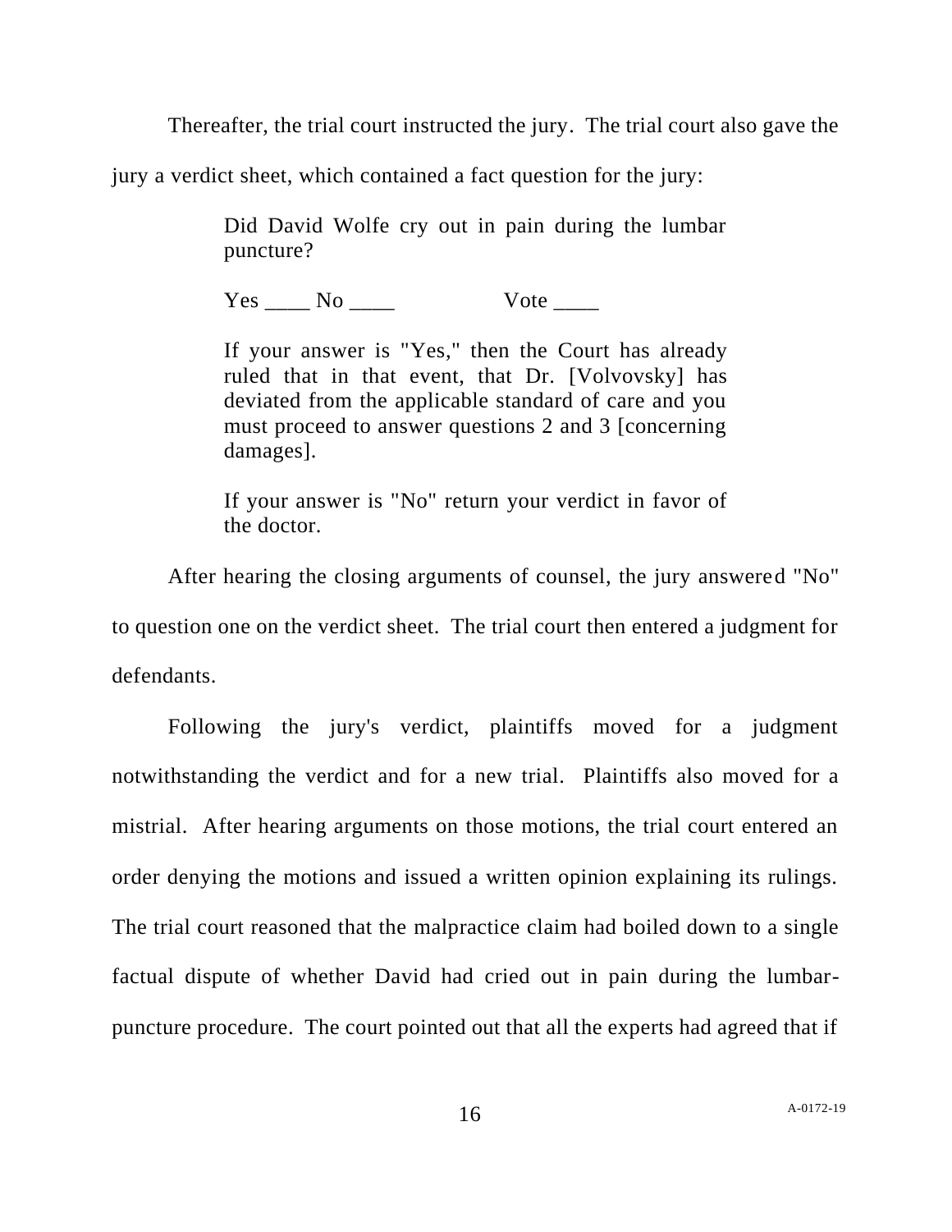Thereafter, the trial court instructed the jury. The trial court also gave the jury a verdict sheet, which contained a fact question for the jury:

> Did David Wolfe cry out in pain during the lumbar puncture?
>
> Yes ____ No ____ Vote ____
>
> If your answer is "Yes," then the Court has already ruled that in that event, that Dr. [Volvovsky] has deviated from the applicable standard of care and you must proceed to answer questions 2 and 3 [concerning damages].
>
> If your answer is "No" return your verdict in favor of the doctor.

After hearing the closing arguments of counsel, the jury answered "No" to question one on the verdict sheet. The trial court then entered a judgment for defendants.

Following the jury's verdict, plaintiffs moved for a judgment notwithstanding the verdict and for a new trial. Plaintiffs also moved for a mistrial. After hearing arguments on those motions, the trial court entered an order denying the motions and issued a written opinion explaining its rulings. The trial court reasoned that the malpractice claim had boiled down to a single factual dispute of whether David had cried out in pain during the lumbar-puncture procedure. The court pointed out that all the experts had agreed that if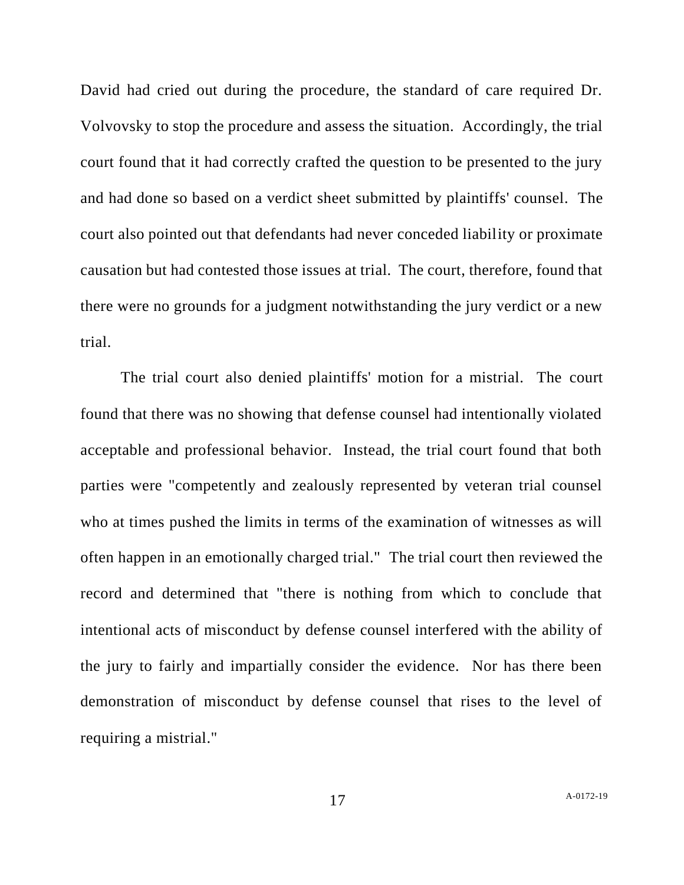David had cried out during the procedure, the standard of care required Dr. Volvovsky to stop the procedure and assess the situation. Accordingly, the trial court found that it had correctly crafted the question to be presented to the jury and had done so based on a verdict sheet submitted by plaintiffs' counsel. The court also pointed out that defendants had never conceded liability or proximate causation but had contested those issues at trial. The court, therefore, found that there were no grounds for a judgment notwithstanding the jury verdict or a new trial.

The trial court also denied plaintiffs' motion for a mistrial. The court found that there was no showing that defense counsel had intentionally violated acceptable and professional behavior. Instead, the trial court found that both parties were "competently and zealously represented by veteran trial counsel who at times pushed the limits in terms of the examination of witnesses as will often happen in an emotionally charged trial." The trial court then reviewed the record and determined that "there is nothing from which to conclude that intentional acts of misconduct by defense counsel interfered with the ability of the jury to fairly and impartially consider the evidence. Nor has there been demonstration of misconduct by defense counsel that rises to the level of requiring a mistrial."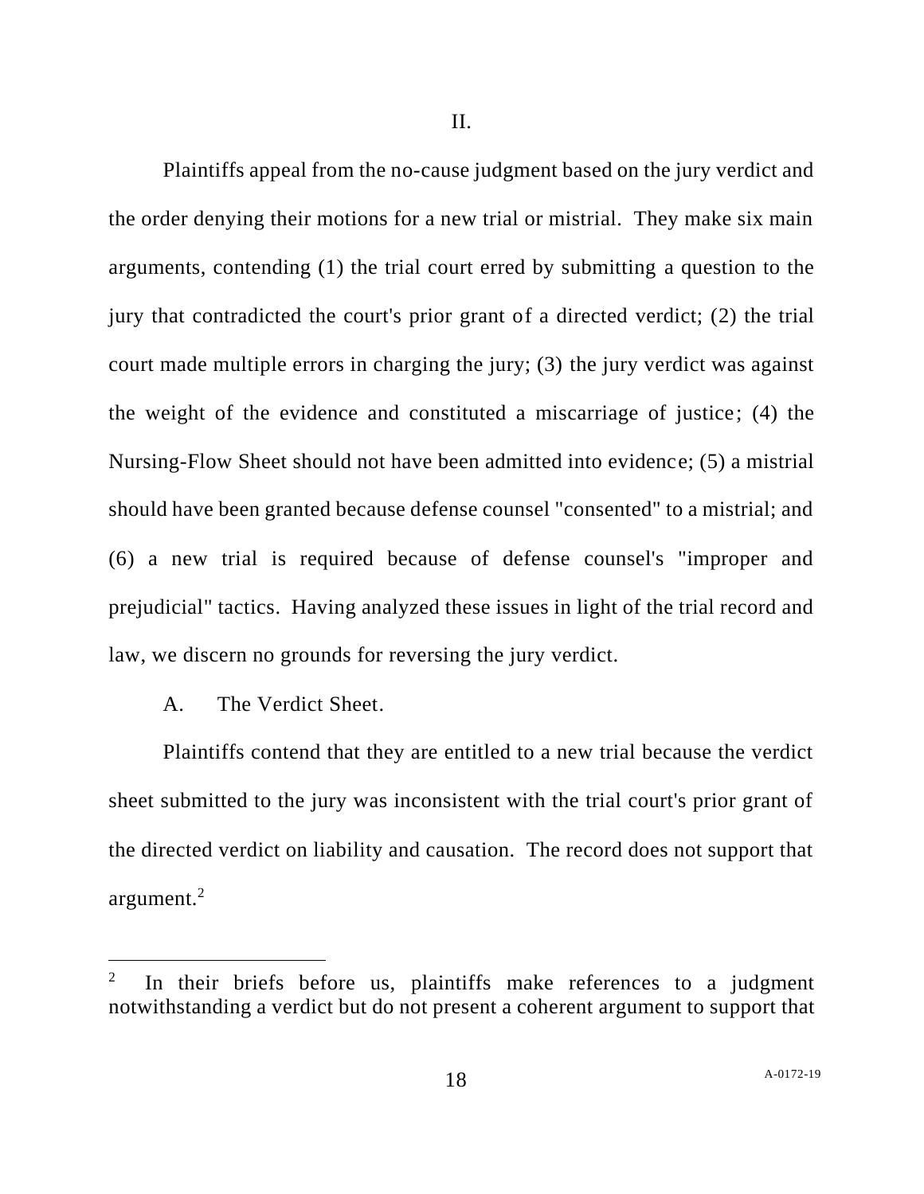II.

Plaintiffs appeal from the no-cause judgment based on the jury verdict and the order denying their motions for a new trial or mistrial. They make six main arguments, contending (1) the trial court erred by submitting a question to the jury that contradicted the court's prior grant of a directed verdict; (2) the trial court made multiple errors in charging the jury; (3) the jury verdict was against the weight of the evidence and constituted a miscarriage of justice; (4) the Nursing-Flow Sheet should not have been admitted into evidence; (5) a mistrial should have been granted because defense counsel "consented" to a mistrial; and (6) a new trial is required because of defense counsel's "improper and prejudicial" tactics. Having analyzed these issues in light of the trial record and law, we discern no grounds for reversing the jury verdict.

A. The Verdict Sheet.

Plaintiffs contend that they are entitled to a new trial because the verdict sheet submitted to the jury was inconsistent with the trial court's prior grant of the directed verdict on liability and causation. The record does not support that argument.[2]

[2] In their briefs before us, plaintiffs make references to a judgment notwithstanding a verdict but do not present a coherent argument to support that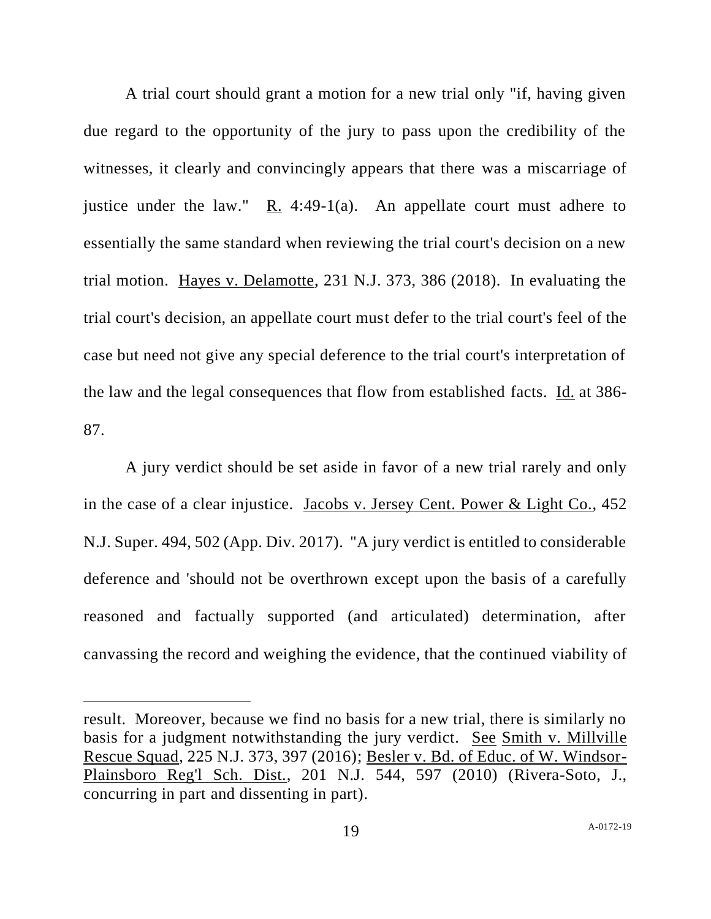A trial court should grant a motion for a new trial only "if, having given due regard to the opportunity of the jury to pass upon the credibility of the witnesses, it clearly and convincingly appears that there was a miscarriage of justice under the law." R. 4:49-1(a). An appellate court must adhere to essentially the same standard when reviewing the trial court's decision on a new trial motion. Hayes v. Delamotte, 231 N.J. 373, 386 (2018). In evaluating the trial court's decision, an appellate court must defer to the trial court's feel of the case but need not give any special deference to the trial court's interpretation of the law and the legal consequences that flow from established facts. Id. at 386-87.

A jury verdict should be set aside in favor of a new trial rarely and only in the case of a clear injustice. Jacobs v. Jersey Cent. Power & Light Co., 452 N.J. Super. 494, 502 (App. Div. 2017). "A jury verdict is entitled to considerable deference and 'should not be overthrown except upon the basis of a carefully reasoned and factually supported (and articulated) determination, after canvassing the record and weighing the evidence, that the continued viability of

---

result. Moreover, because we find no basis for a new trial, there is similarly no basis for a judgment notwithstanding the jury verdict. See Smith v. Millville Rescue Squad, 225 N.J. 373, 397 (2016); Besler v. Bd. of Educ. of W. Windsor-Plainsboro Reg'l Sch. Dist., 201 N.J. 544, 597 (2010) (Rivera-Soto, J., concurring in part and dissenting in part).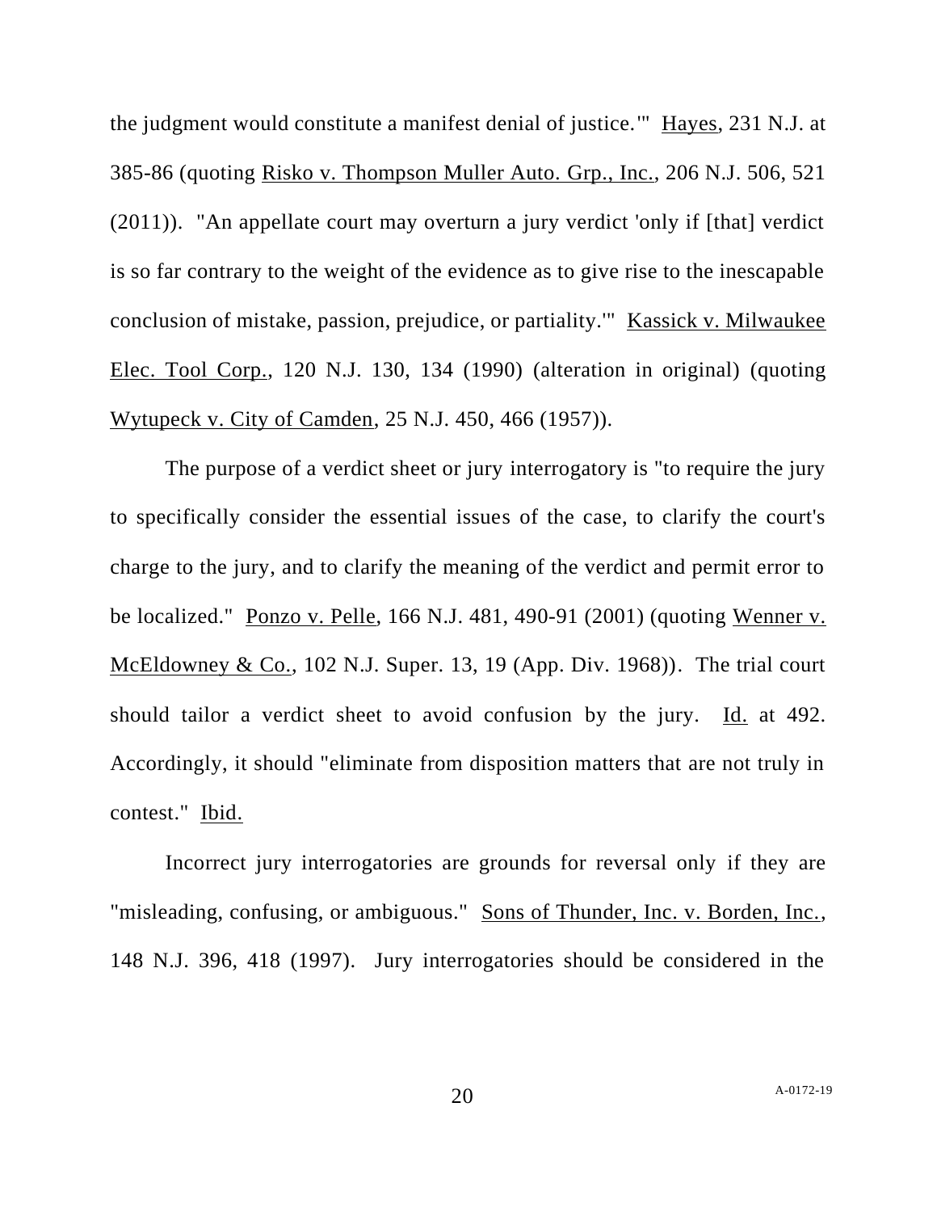the judgment would constitute a manifest denial of justice.'" Hayes, 231 N.J. at 385-86 (quoting Risko v. Thompson Muller Auto. Grp., Inc., 206 N.J. 506, 521 (2011)). "An appellate court may overturn a jury verdict 'only if [that] verdict is so far contrary to the weight of the evidence as to give rise to the inescapable conclusion of mistake, passion, prejudice, or partiality.'" Kassick v. Milwaukee Elec. Tool Corp., 120 N.J. 130, 134 (1990) (alteration in original) (quoting Wytupeck v. City of Camden, 25 N.J. 450, 466 (1957)).

The purpose of a verdict sheet or jury interrogatory is "to require the jury to specifically consider the essential issues of the case, to clarify the court's charge to the jury, and to clarify the meaning of the verdict and permit error to be localized." Ponzo v. Pelle, 166 N.J. 481, 490-91 (2001) (quoting Wenner v. McEldowney & Co., 102 N.J. Super. 13, 19 (App. Div. 1968)). The trial court should tailor a verdict sheet to avoid confusion by the jury. Id. at 492. Accordingly, it should "eliminate from disposition matters that are not truly in contest." Ibid.

Incorrect jury interrogatories are grounds for reversal only if they are "misleading, confusing, or ambiguous." Sons of Thunder, Inc. v. Borden, Inc., 148 N.J. 396, 418 (1997). Jury interrogatories should be considered in the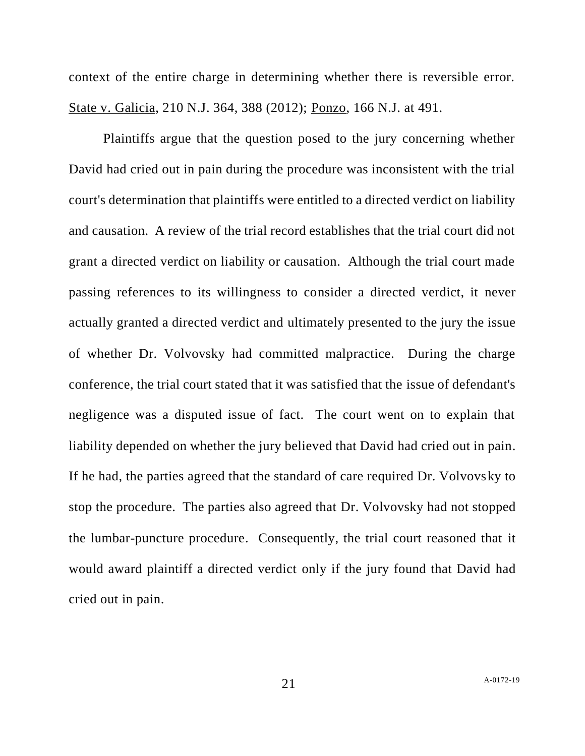context of the entire charge in determining whether there is reversible error. State v. Galicia, 210 N.J. 364, 388 (2012); Ponzo, 166 N.J. at 491.

Plaintiffs argue that the question posed to the jury concerning whether David had cried out in pain during the procedure was inconsistent with the trial court's determination that plaintiffs were entitled to a directed verdict on liability and causation. A review of the trial record establishes that the trial court did not grant a directed verdict on liability or causation. Although the trial court made passing references to its willingness to consider a directed verdict, it never actually granted a directed verdict and ultimately presented to the jury the issue of whether Dr. Volvovsky had committed malpractice. During the charge conference, the trial court stated that it was satisfied that the issue of defendant's negligence was a disputed issue of fact. The court went on to explain that liability depended on whether the jury believed that David had cried out in pain. If he had, the parties agreed that the standard of care required Dr. Volvovsky to stop the procedure. The parties also agreed that Dr. Volvovsky had not stopped the lumbar-puncture procedure. Consequently, the trial court reasoned that it would award plaintiff a directed verdict only if the jury found that David had cried out in pain.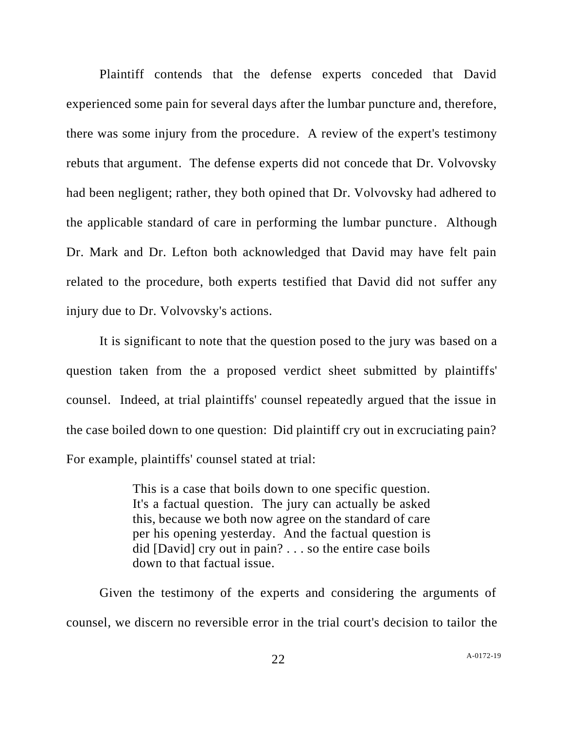Plaintiff contends that the defense experts conceded that David experienced some pain for several days after the lumbar puncture and, therefore, there was some injury from the procedure. A review of the expert's testimony rebuts that argument. The defense experts did not concede that Dr. Volvovsky had been negligent; rather, they both opined that Dr. Volvovsky had adhered to the applicable standard of care in performing the lumbar puncture. Although Dr. Mark and Dr. Lefton both acknowledged that David may have felt pain related to the procedure, both experts testified that David did not suffer any injury due to Dr. Volvovsky's actions.

It is significant to note that the question posed to the jury was based on a question taken from the a proposed verdict sheet submitted by plaintiffs' counsel. Indeed, at trial plaintiffs' counsel repeatedly argued that the issue in the case boiled down to one question: Did plaintiff cry out in excruciating pain? For example, plaintiffs' counsel stated at trial:

> This is a case that boils down to one specific question. It's a factual question. The jury can actually be asked this, because we both now agree on the standard of care per his opening yesterday. And the factual question is did [David] cry out in pain? . . . so the entire case boils down to that factual issue.

Given the testimony of the experts and considering the arguments of counsel, we discern no reversible error in the trial court's decision to tailor the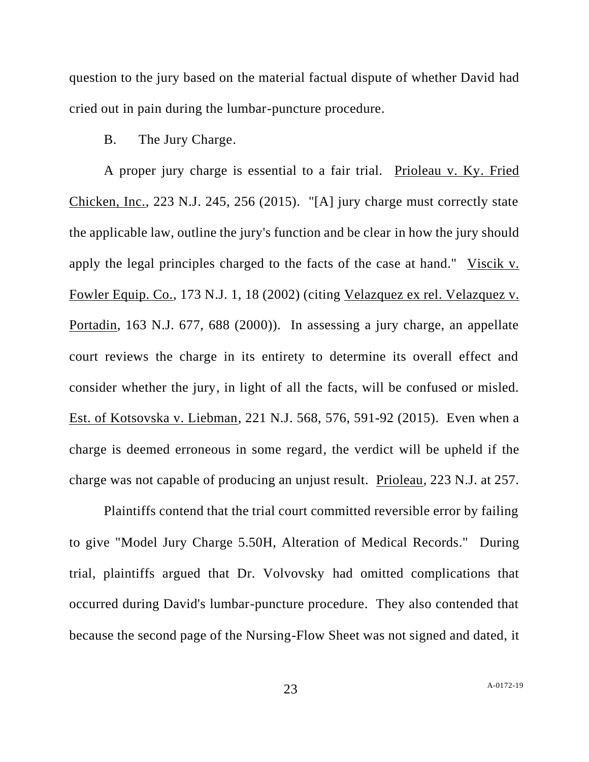question to the jury based on the material factual dispute of whether David had cried out in pain during the lumbar-puncture procedure.

B. The Jury Charge.

A proper jury charge is essential to a fair trial. Prioleau v. Ky. Fried Chicken, Inc., 223 N.J. 245, 256 (2015). "[A] jury charge must correctly state the applicable law, outline the jury's function and be clear in how the jury should apply the legal principles charged to the facts of the case at hand." Viscik v. Fowler Equip. Co., 173 N.J. 1, 18 (2002) (citing Velazquez ex rel. Velazquez v. Portadin, 163 N.J. 677, 688 (2000)). In assessing a jury charge, an appellate court reviews the charge in its entirety to determine its overall effect and consider whether the jury, in light of all the facts, will be confused or misled. Est. of Kotsovska v. Liebman, 221 N.J. 568, 576, 591-92 (2015). Even when a charge is deemed erroneous in some regard, the verdict will be upheld if the charge was not capable of producing an unjust result. Prioleau, 223 N.J. at 257.

Plaintiffs contend that the trial court committed reversible error by failing to give "Model Jury Charge 5.50H, Alteration of Medical Records." During trial, plaintiffs argued that Dr. Volvovsky had omitted complications that occurred during David's lumbar-puncture procedure. They also contended that because the second page of the Nursing-Flow Sheet was not signed and dated, it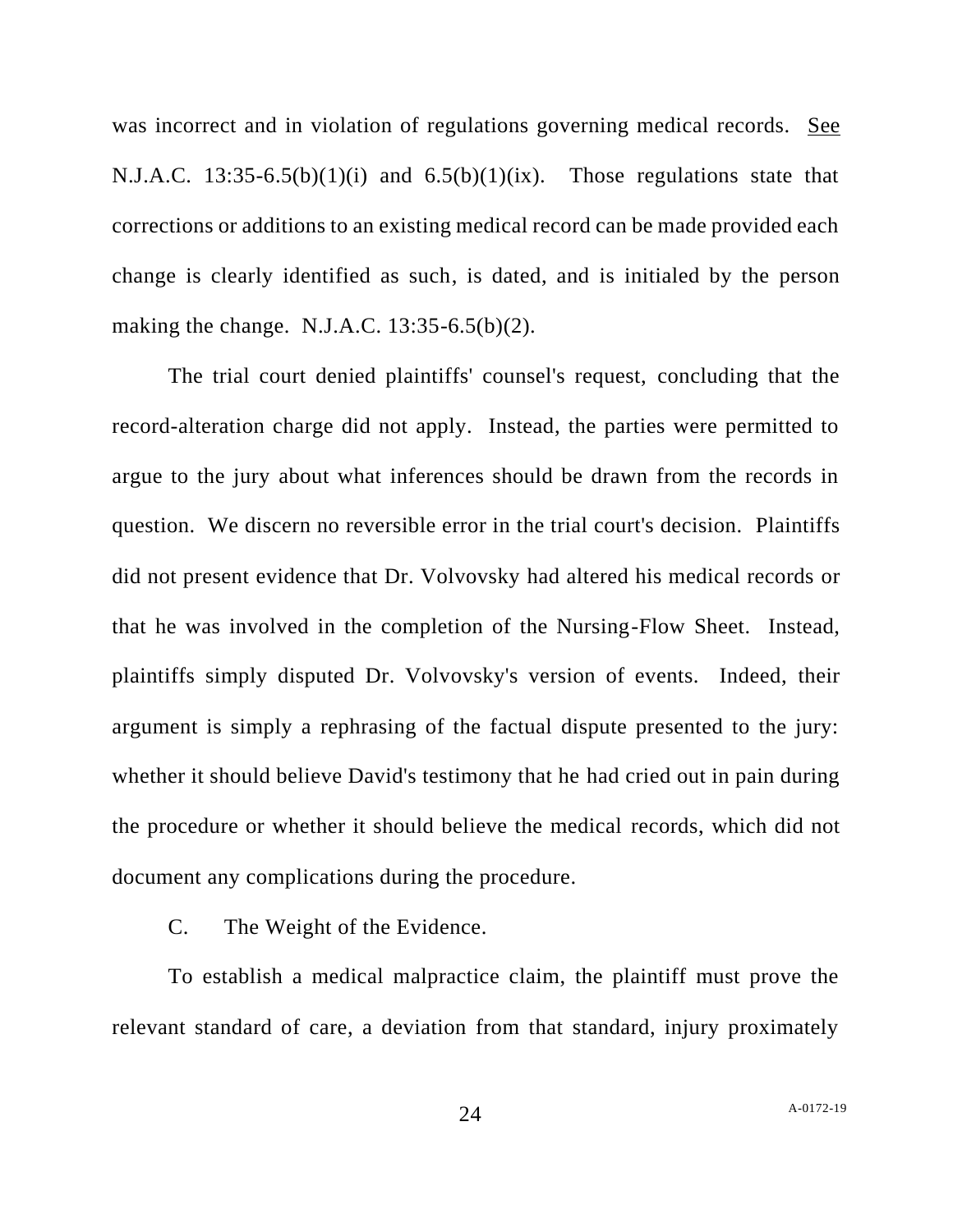was incorrect and in violation of regulations governing medical records. See N.J.A.C. 13:35-6.5(b)(1)(i) and 6.5(b)(1)(ix). Those regulations state that corrections or additions to an existing medical record can be made provided each change is clearly identified as such, is dated, and is initialed by the person making the change. N.J.A.C. 13:35-6.5(b)(2).

The trial court denied plaintiffs' counsel's request, concluding that the record-alteration charge did not apply. Instead, the parties were permitted to argue to the jury about what inferences should be drawn from the records in question. We discern no reversible error in the trial court's decision. Plaintiffs did not present evidence that Dr. Volvovsky had altered his medical records or that he was involved in the completion of the Nursing-Flow Sheet. Instead, plaintiffs simply disputed Dr. Volvovsky's version of events. Indeed, their argument is simply a rephrasing of the factual dispute presented to the jury: whether it should believe David's testimony that he had cried out in pain during the procedure or whether it should believe the medical records, which did not document any complications during the procedure.

C. The Weight of the Evidence.

To establish a medical malpractice claim, the plaintiff must prove the relevant standard of care, a deviation from that standard, injury proximately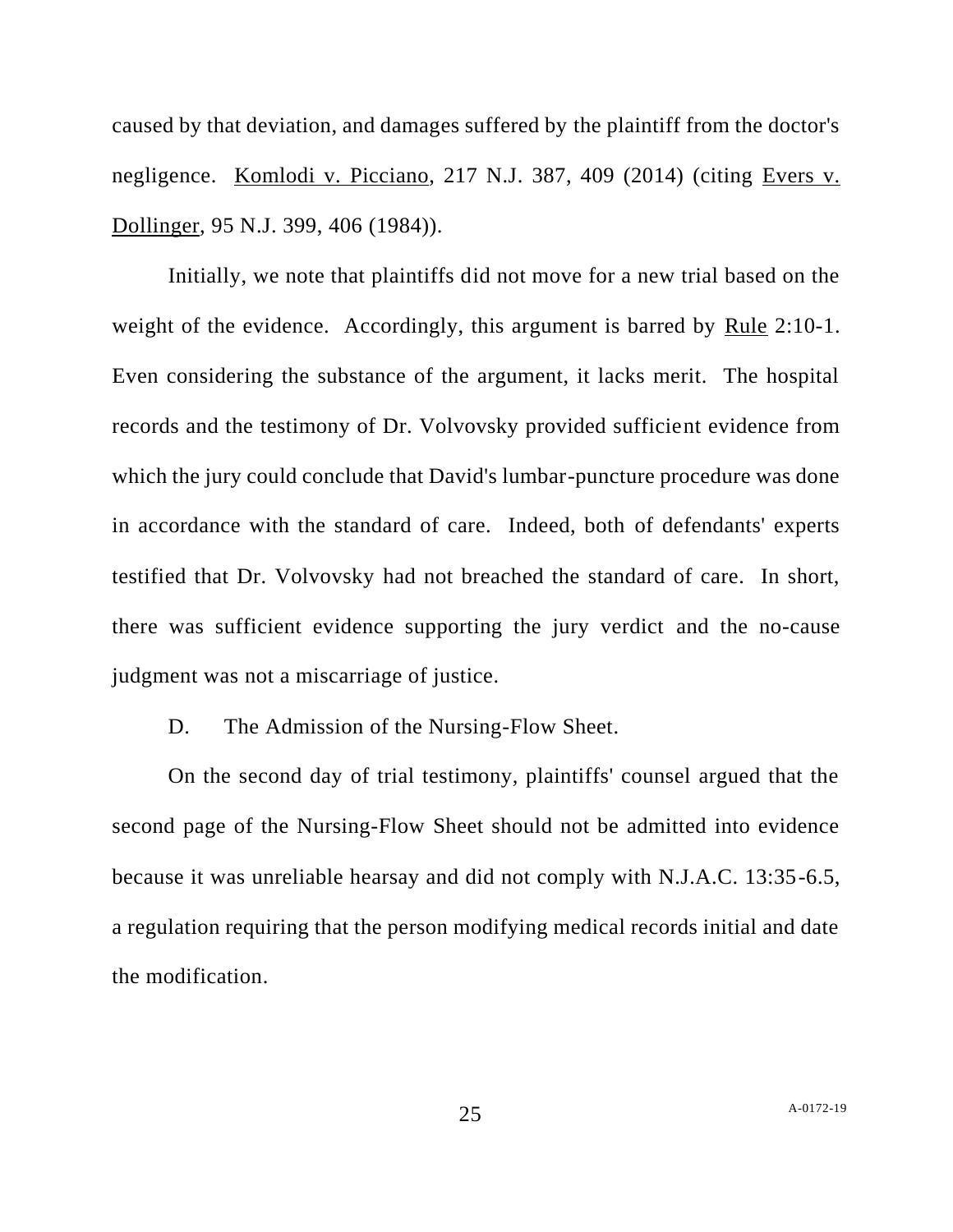caused by that deviation, and damages suffered by the plaintiff from the doctor's negligence. Komlodi v. Picciano, 217 N.J. 387, 409 (2014) (citing Evers v. Dollinger, 95 N.J. 399, 406 (1984)).

Initially, we note that plaintiffs did not move for a new trial based on the weight of the evidence. Accordingly, this argument is barred by Rule 2:10-1. Even considering the substance of the argument, it lacks merit. The hospital records and the testimony of Dr. Volvovsky provided sufficient evidence from which the jury could conclude that David's lumbar-puncture procedure was done in accordance with the standard of care. Indeed, both of defendants' experts testified that Dr. Volvovsky had not breached the standard of care. In short, there was sufficient evidence supporting the jury verdict and the no-cause judgment was not a miscarriage of justice.

D. The Admission of the Nursing-Flow Sheet.

On the second day of trial testimony, plaintiffs' counsel argued that the second page of the Nursing-Flow Sheet should not be admitted into evidence because it was unreliable hearsay and did not comply with N.J.A.C. 13:35-6.5, a regulation requiring that the person modifying medical records initial and date the modification.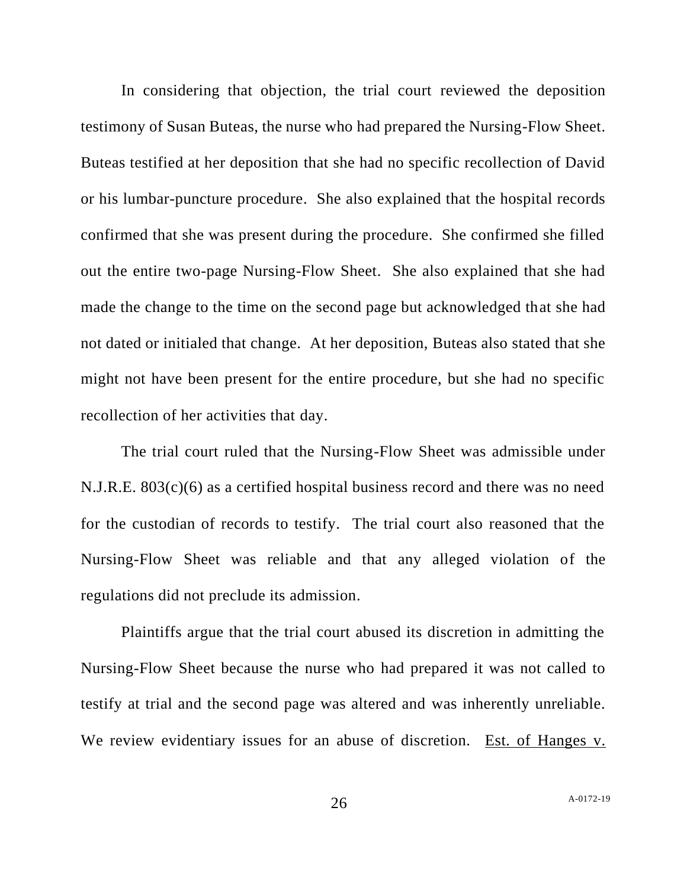In considering that objection, the trial court reviewed the deposition testimony of Susan Buteas, the nurse who had prepared the Nursing-Flow Sheet. Buteas testified at her deposition that she had no specific recollection of David or his lumbar-puncture procedure. She also explained that the hospital records confirmed that she was present during the procedure. She confirmed she filled out the entire two-page Nursing-Flow Sheet. She also explained that she had made the change to the time on the second page but acknowledged that she had not dated or initialed that change. At her deposition, Buteas also stated that she might not have been present for the entire procedure, but she had no specific recollection of her activities that day.

The trial court ruled that the Nursing-Flow Sheet was admissible under N.J.R.E. 803(c)(6) as a certified hospital business record and there was no need for the custodian of records to testify. The trial court also reasoned that the Nursing-Flow Sheet was reliable and that any alleged violation of the regulations did not preclude its admission.

Plaintiffs argue that the trial court abused its discretion in admitting the Nursing-Flow Sheet because the nurse who had prepared it was not called to testify at trial and the second page was altered and was inherently unreliable. We review evidentiary issues for an abuse of discretion. <u>Est. of Hanges v.</u>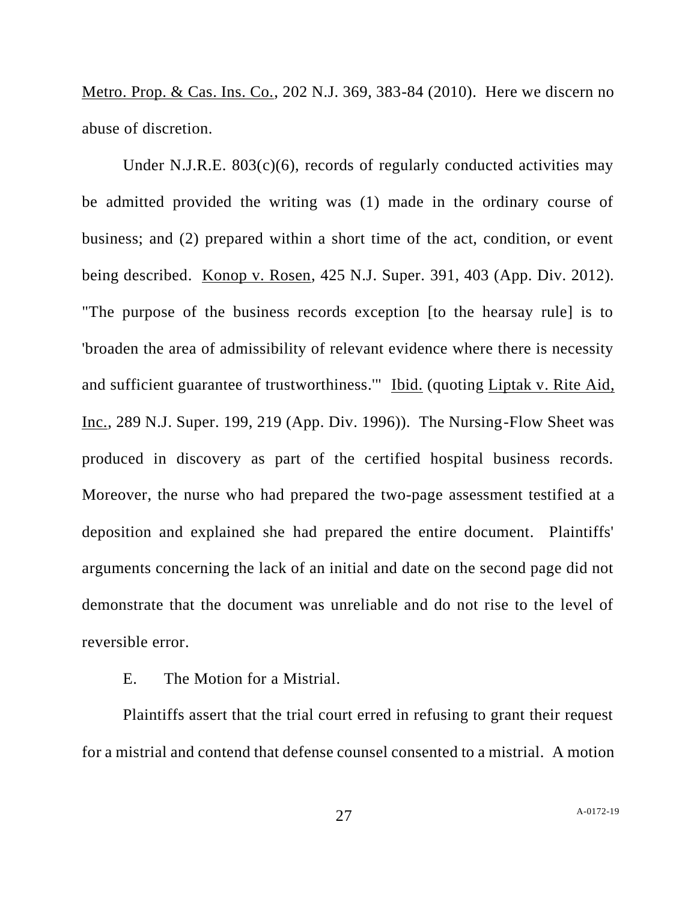Metro. Prop. & Cas. Ins. Co., 202 N.J. 369, 383-84 (2010). Here we discern no abuse of discretion.

Under N.J.R.E. 803(c)(6), records of regularly conducted activities may be admitted provided the writing was (1) made in the ordinary course of business; and (2) prepared within a short time of the act, condition, or event being described. Konop v. Rosen, 425 N.J. Super. 391, 403 (App. Div. 2012). "The purpose of the business records exception [to the hearsay rule] is to 'broaden the area of admissibility of relevant evidence where there is necessity and sufficient guarantee of trustworthiness.'" Ibid. (quoting Liptak v. Rite Aid, Inc., 289 N.J. Super. 199, 219 (App. Div. 1996)). The Nursing-Flow Sheet was produced in discovery as part of the certified hospital business records. Moreover, the nurse who had prepared the two-page assessment testified at a deposition and explained she had prepared the entire document. Plaintiffs' arguments concerning the lack of an initial and date on the second page did not demonstrate that the document was unreliable and do not rise to the level of reversible error.

E. The Motion for a Mistrial.

Plaintiffs assert that the trial court erred in refusing to grant their request for a mistrial and contend that defense counsel consented to a mistrial. A motion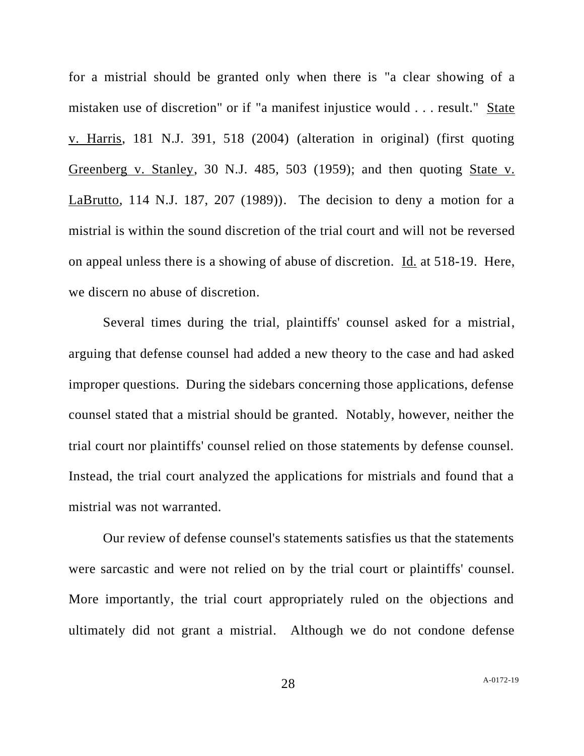for a mistrial should be granted only when there is "a clear showing of a mistaken use of discretion" or if "a manifest injustice would . . . result." State v. Harris, 181 N.J. 391, 518 (2004) (alteration in original) (first quoting Greenberg v. Stanley, 30 N.J. 485, 503 (1959); and then quoting State v. LaBrutto, 114 N.J. 187, 207 (1989)). The decision to deny a motion for a mistrial is within the sound discretion of the trial court and will not be reversed on appeal unless there is a showing of abuse of discretion. Id. at 518-19. Here, we discern no abuse of discretion.

Several times during the trial, plaintiffs' counsel asked for a mistrial, arguing that defense counsel had added a new theory to the case and had asked improper questions. During the sidebars concerning those applications, defense counsel stated that a mistrial should be granted. Notably, however, neither the trial court nor plaintiffs' counsel relied on those statements by defense counsel. Instead, the trial court analyzed the applications for mistrials and found that a mistrial was not warranted.

Our review of defense counsel's statements satisfies us that the statements were sarcastic and were not relied on by the trial court or plaintiffs' counsel. More importantly, the trial court appropriately ruled on the objections and ultimately did not grant a mistrial. Although we do not condone defense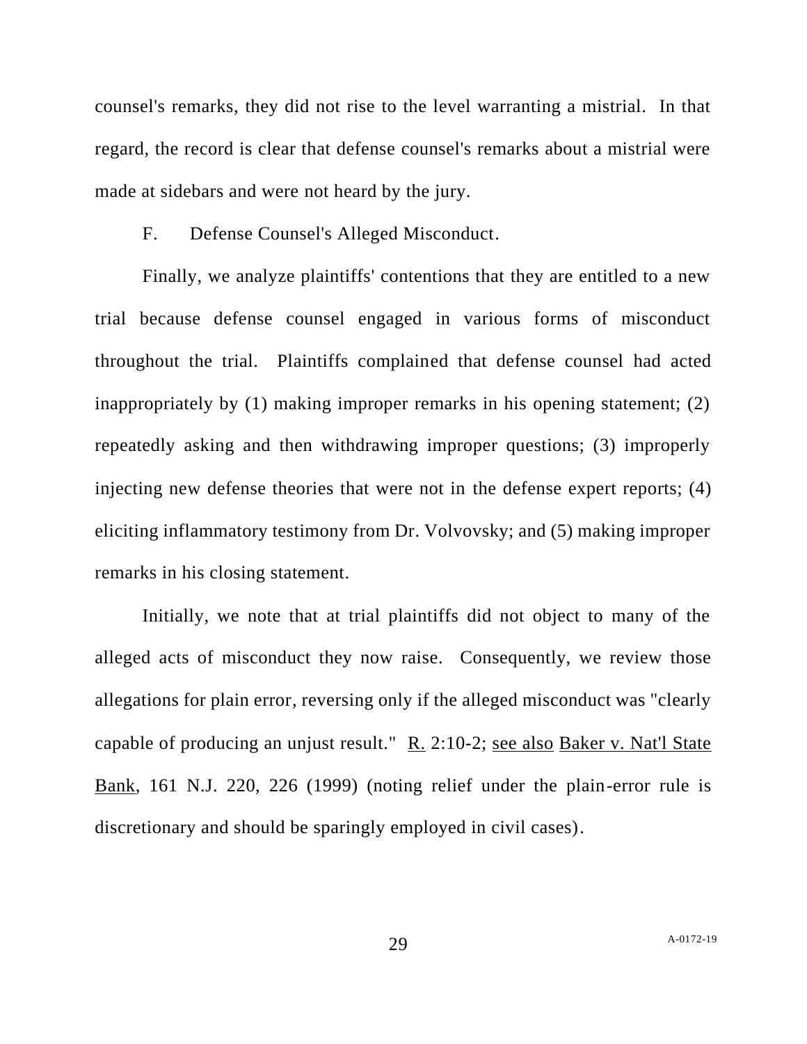counsel's remarks, they did not rise to the level warranting a mistrial. In that regard, the record is clear that defense counsel's remarks about a mistrial were made at sidebars and were not heard by the jury.

F. Defense Counsel's Alleged Misconduct.

Finally, we analyze plaintiffs' contentions that they are entitled to a new trial because defense counsel engaged in various forms of misconduct throughout the trial. Plaintiffs complained that defense counsel had acted inappropriately by (1) making improper remarks in his opening statement; (2) repeatedly asking and then withdrawing improper questions; (3) improperly injecting new defense theories that were not in the defense expert reports; (4) eliciting inflammatory testimony from Dr. Volvovsky; and (5) making improper remarks in his closing statement.

Initially, we note that at trial plaintiffs did not object to many of the alleged acts of misconduct they now raise. Consequently, we review those allegations for plain error, reversing only if the alleged misconduct was "clearly capable of producing an unjust result." R. 2:10-2; see also Baker v. Nat'l State Bank, 161 N.J. 220, 226 (1999) (noting relief under the plain-error rule is discretionary and should be sparingly employed in civil cases).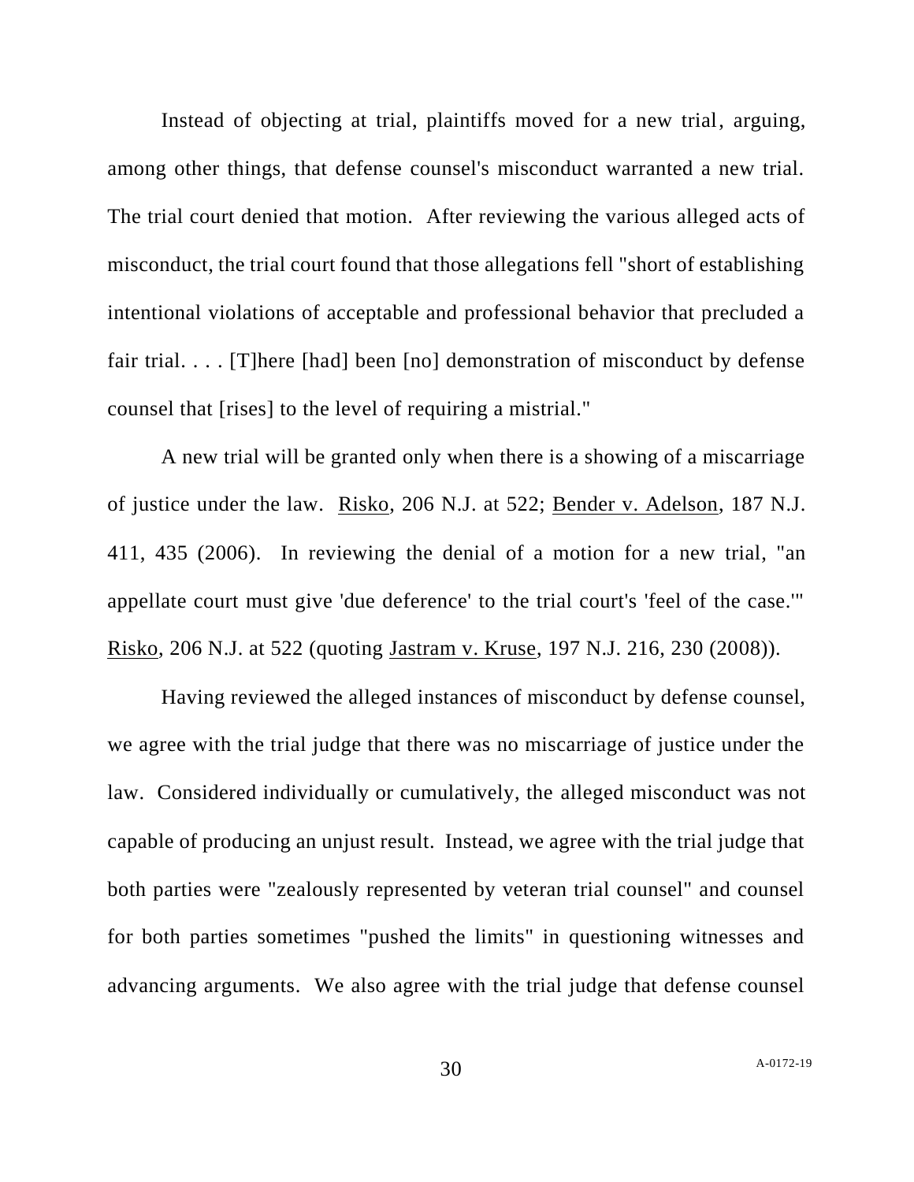Instead of objecting at trial, plaintiffs moved for a new trial, arguing, among other things, that defense counsel's misconduct warranted a new trial. The trial court denied that motion. After reviewing the various alleged acts of misconduct, the trial court found that those allegations fell "short of establishing intentional violations of acceptable and professional behavior that precluded a fair trial. . . . [T]here [had] been [no] demonstration of misconduct by defense counsel that [rises] to the level of requiring a mistrial."

A new trial will be granted only when there is a showing of a miscarriage of justice under the law. Risko, 206 N.J. at 522; Bender v. Adelson, 187 N.J. 411, 435 (2006). In reviewing the denial of a motion for a new trial, "an appellate court must give 'due deference' to the trial court's 'feel of the case.'" Risko, 206 N.J. at 522 (quoting Jastram v. Kruse, 197 N.J. 216, 230 (2008)).

Having reviewed the alleged instances of misconduct by defense counsel, we agree with the trial judge that there was no miscarriage of justice under the law. Considered individually or cumulatively, the alleged misconduct was not capable of producing an unjust result. Instead, we agree with the trial judge that both parties were "zealously represented by veteran trial counsel" and counsel for both parties sometimes "pushed the limits" in questioning witnesses and advancing arguments. We also agree with the trial judge that defense counsel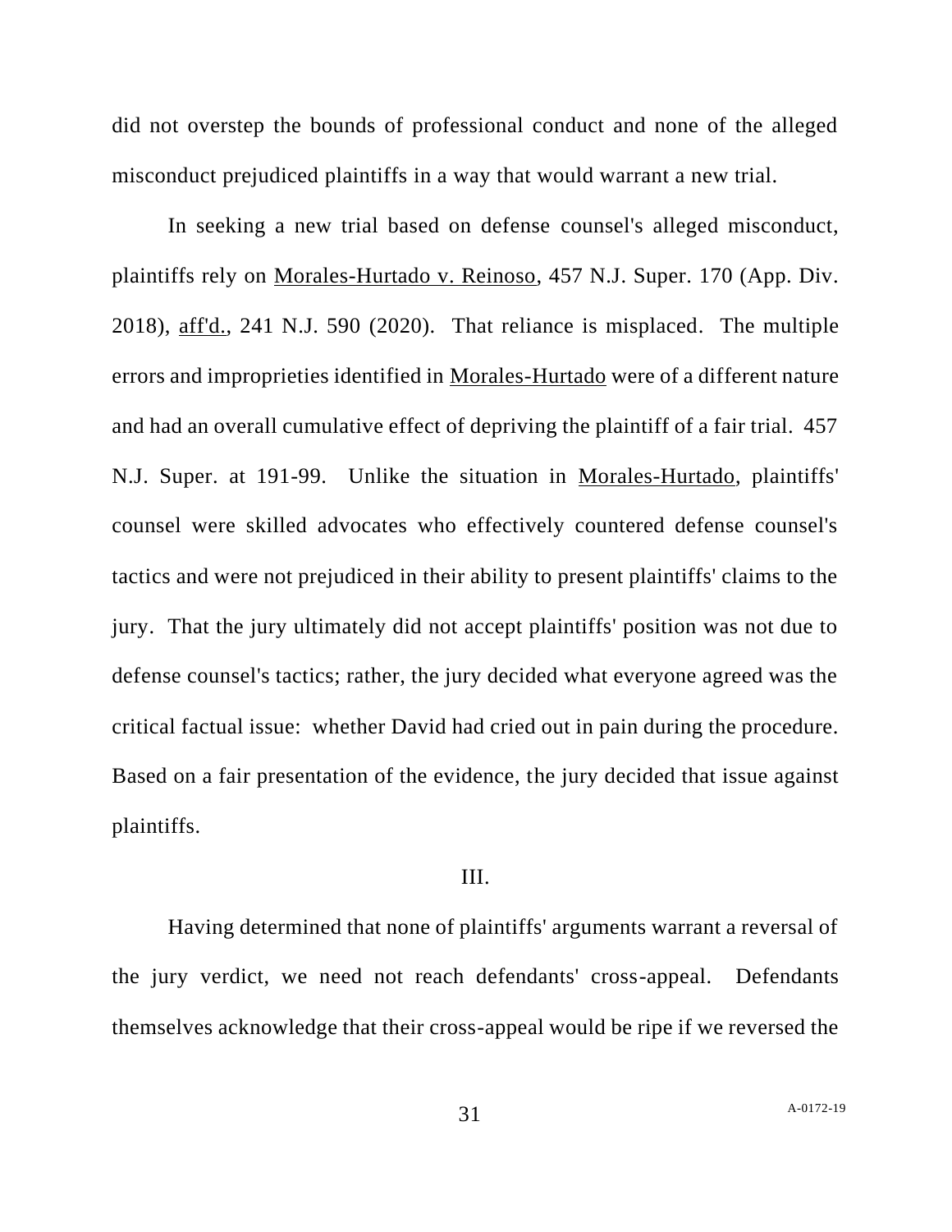did not overstep the bounds of professional conduct and none of the alleged misconduct prejudiced plaintiffs in a way that would warrant a new trial.

In seeking a new trial based on defense counsel's alleged misconduct, plaintiffs rely on Morales-Hurtado v. Reinoso, 457 N.J. Super. 170 (App. Div. 2018), aff'd., 241 N.J. 590 (2020). That reliance is misplaced. The multiple errors and improprieties identified in Morales-Hurtado were of a different nature and had an overall cumulative effect of depriving the plaintiff of a fair trial. 457 N.J. Super. at 191-99. Unlike the situation in Morales-Hurtado, plaintiffs' counsel were skilled advocates who effectively countered defense counsel's tactics and were not prejudiced in their ability to present plaintiffs' claims to the jury. That the jury ultimately did not accept plaintiffs' position was not due to defense counsel's tactics; rather, the jury decided what everyone agreed was the critical factual issue: whether David had cried out in pain during the procedure. Based on a fair presentation of the evidence, the jury decided that issue against plaintiffs.

## III.

Having determined that none of plaintiffs' arguments warrant a reversal of the jury verdict, we need not reach defendants' cross-appeal. Defendants themselves acknowledge that their cross-appeal would be ripe if we reversed the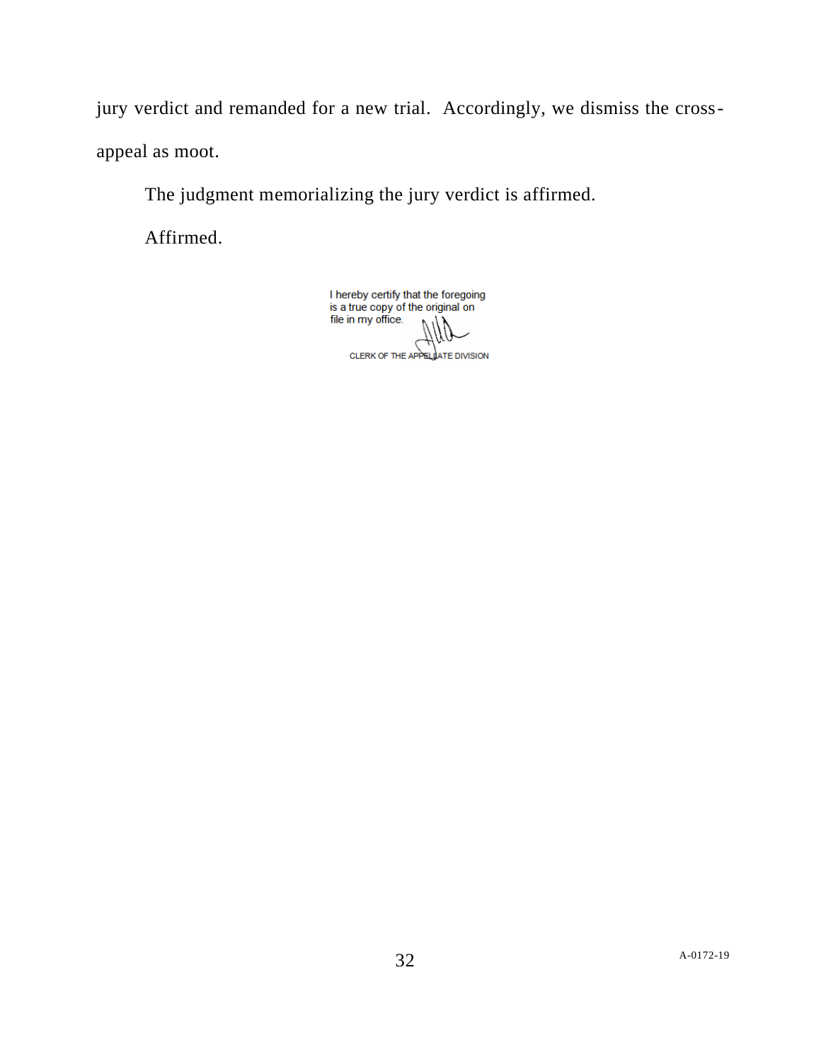jury verdict and remanded for a new trial. Accordingly, we dismiss the cross-appeal as moot.

The judgment memorializing the jury verdict is affirmed.

Affirmed.

I hereby certify that the foregoing is a true copy of the original on file in my office.

CLERK OF THE APPELLATE DIVISION